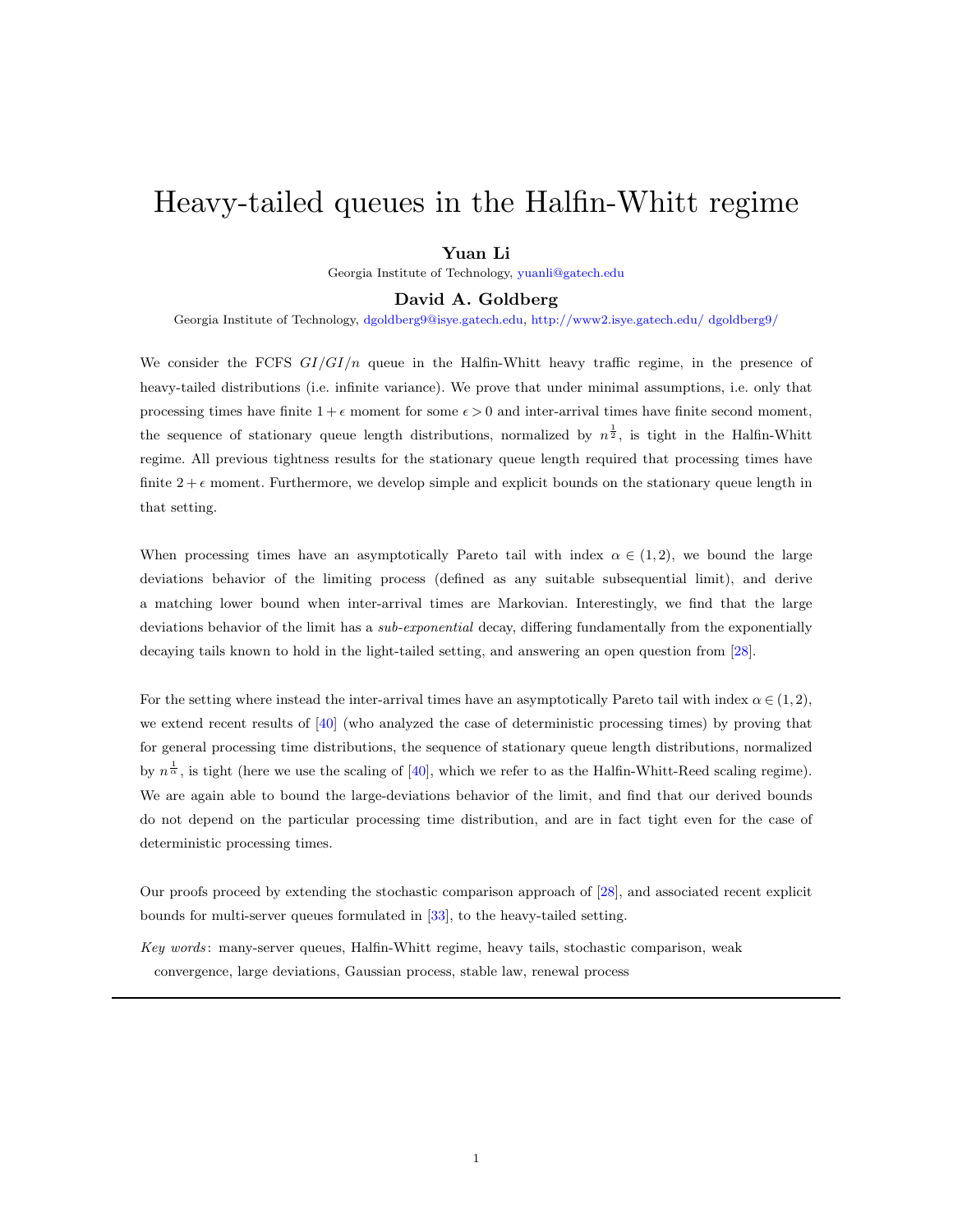# Heavy-tailed queues in the Halfin-Whitt regime

**Yuan Li**

Georgia Institute of Technology, yuanli@gatech.edu

**David A. Goldberg**

Georgia Institute of Technology, dgoldberg9@isye.gatech.edu, http://www2.isye.gatech.edu/ dgoldberg9/

We consider the FCFS $GI/GI/n$ queue in the Halfin-Whitt heavy traffic regime, in the presence of heavy-tailed distributions (i.e. infinite variance). We prove that under minimal assumptions, i.e. only that processing times have finite $1+\epsilon$ moment for some $\epsilon > 0$ and inter-arrival times have finite second moment, the sequence of stationary queue length distributions, normalized by $n^{\frac{1}{2}}$, is tight in the Halfin-Whitt regime. All previous tightness results for the stationary queue length required that processing times have finite $2+\epsilon$ moment. Furthermore, we develop simple and explicit bounds on the stationary queue length in that setting.

When processing times have an asymptotically Pareto tail with index $\alpha \in (1,2)$, we bound the large deviations behavior of the limiting process (defined as any suitable subsequential limit), and derive a matching lower bound when inter-arrival times are Markovian. Interestingly, we find that the large deviations behavior of the limit has a *sub-exponential* decay, differing fundamentally from the exponentially decaying tails known to hold in the light-tailed setting, and answering an open question from [28].

For the setting where instead the inter-arrival times have an asymptotically Pareto tail with index $\alpha \in (1,2)$, we extend recent results of [40] (who analyzed the case of deterministic processing times) by proving that for general processing time distributions, the sequence of stationary queue length distributions, normalized by $n^{\frac{1}{\alpha}}$, is tight (here we use the scaling of [40], which we refer to as the Halfin-Whitt-Reed scaling regime). We are again able to bound the large-deviations behavior of the limit, and find that our derived bounds do not depend on the particular processing time distribution, and are in fact tight even for the case of deterministic processing times.

Our proofs proceed by extending the stochastic comparison approach of [28], and associated recent explicit bounds for multi-server queues formulated in [33], to the heavy-tailed setting.

*Key words*: many-server queues, Halfin-Whitt regime, heavy tails, stochastic comparison, weak convergence, large deviations, Gaussian process, stable law, renewal process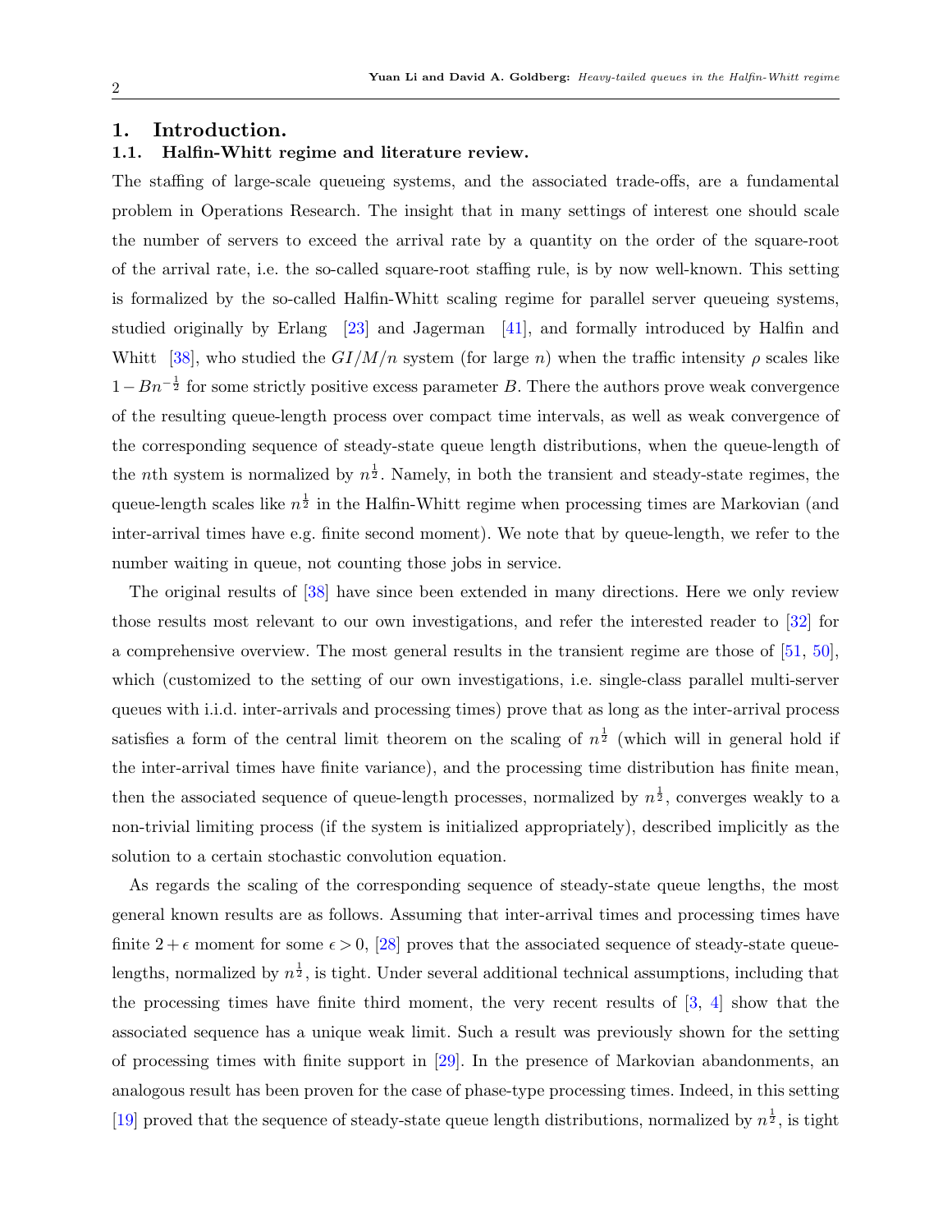# 1. Introduction.

## 1.1. Halfin-Whitt regime and literature review.

The staffing of large-scale queueing systems, and the associated trade-offs, are a fundamental problem in Operations Research. The insight that in many settings of interest one should scale the number of servers to exceed the arrival rate by a quantity on the order of the square-root of the arrival rate, i.e. the so-called square-root staffing rule, is by now well-known. This setting is formalized by the so-called Halfin-Whitt scaling regime for parallel server queueing systems, studied originally by Erlang [23] and Jagerman [41], and formally introduced by Halfin and Whitt [38], who studied the $GI/M/n$ system (for large $n$) when the traffic intensity $\rho$ scales like $1 - Bn^{-\frac{1}{2}}$ for some strictly positive excess parameter $B$. There the authors prove weak convergence of the resulting queue-length process over compact time intervals, as well as weak convergence of the corresponding sequence of steady-state queue length distributions, when the queue-length of the $n$th system is normalized by $n^{\frac{1}{2}}$. Namely, in both the transient and steady-state regimes, the queue-length scales like $n^{\frac{1}{2}}$ in the Halfin-Whitt regime when processing times are Markovian (and inter-arrival times have e.g. finite second moment). We note that by queue-length, we refer to the number waiting in queue, not counting those jobs in service.

The original results of [38] have since been extended in many directions. Here we only review those results most relevant to our own investigations, and refer the interested reader to [32] for a comprehensive overview. The most general results in the transient regime are those of [51, 50], which (customized to the setting of our own investigations, i.e. single-class parallel multi-server queues with i.i.d. inter-arrivals and processing times) prove that as long as the inter-arrival process satisfies a form of the central limit theorem on the scaling of $n^{\frac{1}{2}}$ (which will in general hold if the inter-arrival times have finite variance), and the processing time distribution has finite mean, then the associated sequence of queue-length processes, normalized by $n^{\frac{1}{2}}$, converges weakly to a non-trivial limiting process (if the system is initialized appropriately), described implicitly as the solution to a certain stochastic convolution equation.

As regards the scaling of the corresponding sequence of steady-state queue lengths, the most general known results are as follows. Assuming that inter-arrival times and processing times have finite $2+\epsilon$ moment for some $\epsilon > 0$, [28] proves that the associated sequence of steady-state queue-lengths, normalized by $n^{\frac{1}{2}}$, is tight. Under several additional technical assumptions, including that the processing times have finite third moment, the very recent results of [3, 4] show that the associated sequence has a unique weak limit. Such a result was previously shown for the setting of processing times with finite support in [29]. In the presence of Markovian abandonments, an analogous result has been proven for the case of phase-type processing times. Indeed, in this setting [19] proved that the sequence of steady-state queue length distributions, normalized by $n^{\frac{1}{2}}$, is tight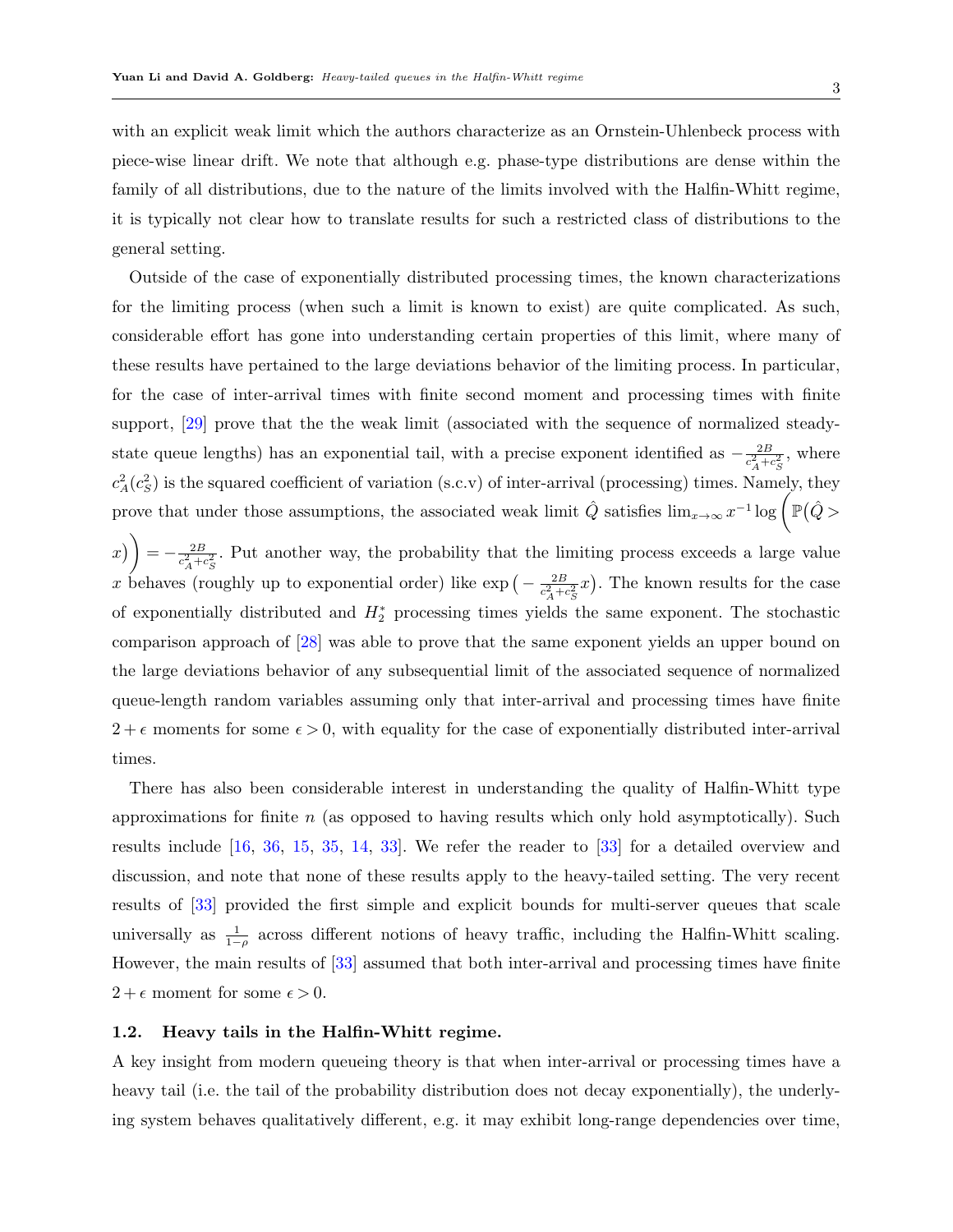with an explicit weak limit which the authors characterize as an Ornstein-Uhlenbeck process with piece-wise linear drift. We note that although e.g. phase-type distributions are dense within the family of all distributions, due to the nature of the limits involved with the Halfin-Whitt regime, it is typically not clear how to translate results for such a restricted class of distributions to the general setting.

Outside of the case of exponentially distributed processing times, the known characterizations for the limiting process (when such a limit is known to exist) are quite complicated. As such, considerable effort has gone into understanding certain properties of this limit, where many of these results have pertained to the large deviations behavior of the limiting process. In particular, for the case of inter-arrival times with finite second moment and processing times with finite support, [29] prove that the the weak limit (associated with the sequence of normalized steady-state queue lengths) has an exponential tail, with a precise exponent identified as $-\frac{2B}{c_A^2+c_S^2}$, where $c_A^2(c_S^2)$ is the squared coefficient of variation (s.c.v) of inter-arrival (processing) times. Namely, they prove that under those assumptions, the associated weak limit $\hat{Q}$ satisfies $\lim_{x\to\infty} x^{-1}\log\Big(\mathbb{P}(\hat{Q} > x)\Big) = -\frac{2B}{c_A^2+c_S^2}$. Put another way, the probability that the limiting process exceeds a large value $x$ behaves (roughly up to exponential order) like $\exp\big(-\frac{2B}{c_A^2+c_S^2}x\big)$. The known results for the case of exponentially distributed and $H_2^*$ processing times yields the same exponent. The stochastic comparison approach of [28] was able to prove that the same exponent yields an upper bound on the large deviations behavior of any subsequential limit of the associated sequence of normalized queue-length random variables assuming only that inter-arrival and processing times have finite $2+\epsilon$ moments for some $\epsilon > 0$, with equality for the case of exponentially distributed inter-arrival times.

There has also been considerable interest in understanding the quality of Halfin-Whitt type approximations for finite $n$ (as opposed to having results which only hold asymptotically). Such results include [16, 36, 15, 35, 14, 33]. We refer the reader to [33] for a detailed overview and discussion, and note that none of these results apply to the heavy-tailed setting. The very recent results of [33] provided the first simple and explicit bounds for multi-server queues that scale universally as $\frac{1}{1-\rho}$ across different notions of heavy traffic, including the Halfin-Whitt scaling. However, the main results of [33] assumed that both inter-arrival and processing times have finite $2+\epsilon$ moment for some $\epsilon > 0$.

### 1.2. Heavy tails in the Halfin-Whitt regime.

A key insight from modern queueing theory is that when inter-arrival or processing times have a heavy tail (i.e. the tail of the probability distribution does not decay exponentially), the underlying system behaves qualitatively different, e.g. it may exhibit long-range dependencies over time,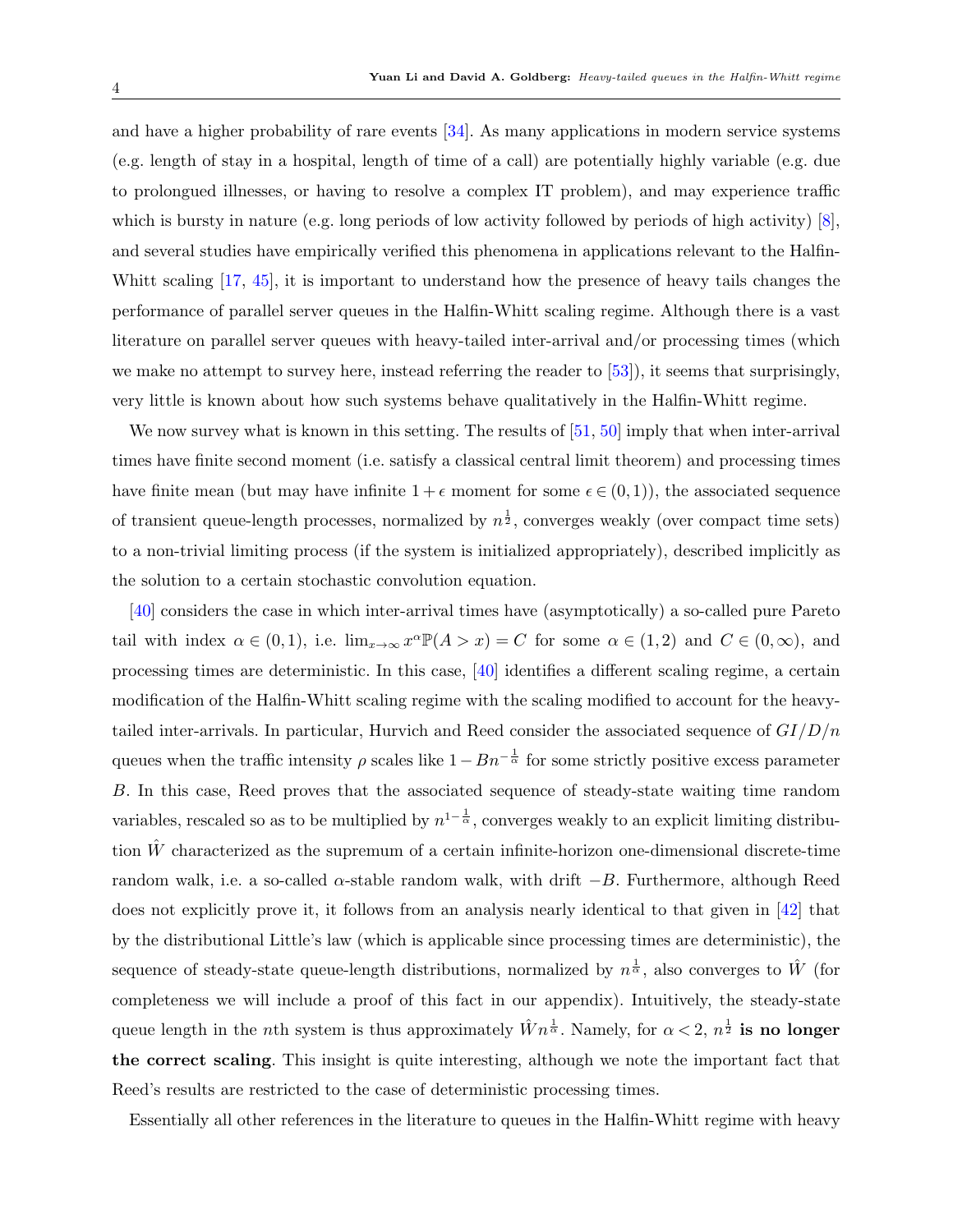and have a higher probability of rare events [34]. As many applications in modern service systems (e.g. length of stay in a hospital, length of time of a call) are potentially highly variable (e.g. due to prolongued illnesses, or having to resolve a complex IT problem), and may experience traffic which is bursty in nature (e.g. long periods of low activity followed by periods of high activity) [8], and several studies have empirically verified this phenomena in applications relevant to the Halfin-Whitt scaling [17, 45], it is important to understand how the presence of heavy tails changes the performance of parallel server queues in the Halfin-Whitt scaling regime. Although there is a vast literature on parallel server queues with heavy-tailed inter-arrival and/or processing times (which we make no attempt to survey here, instead referring the reader to [53]), it seems that surprisingly, very little is known about how such systems behave qualitatively in the Halfin-Whitt regime.

We now survey what is known in this setting. The results of [51, 50] imply that when inter-arrival times have finite second moment (i.e. satisfy a classical central limit theorem) and processing times have finite mean (but may have infinite $1+\epsilon$ moment for some $\epsilon \in (0,1)$), the associated sequence of transient queue-length processes, normalized by $n^{\frac{1}{2}}$, converges weakly (over compact time sets) to a non-trivial limiting process (if the system is initialized appropriately), described implicitly as the solution to a certain stochastic convolution equation.

[40] considers the case in which inter-arrival times have (asymptotically) a so-called pure Pareto tail with index $\alpha \in (0,1)$, i.e. $\lim_{x\rightarrow\infty} x^{\alpha}\mathbb{P}(A > x) = C$ for some $\alpha \in (1,2)$ and $C \in (0,\infty)$, and processing times are deterministic. In this case, [40] identifies a different scaling regime, a certain modification of the Halfin-Whitt scaling regime with the scaling modified to account for the heavy-tailed inter-arrivals. In particular, Hurvich and Reed consider the associated sequence of $GI/D/n$ queues when the traffic intensity $\rho$ scales like $1 - Bn^{-\frac{1}{\alpha}}$ for some strictly positive excess parameter $B$. In this case, Reed proves that the associated sequence of steady-state waiting time random variables, rescaled so as to be multiplied by $n^{1-\frac{1}{\alpha}}$, converges weakly to an explicit limiting distribution $\hat{W}$ characterized as the supremum of a certain infinite-horizon one-dimensional discrete-time random walk, i.e. a so-called $\alpha$-stable random walk, with drift $-B$. Furthermore, although Reed does not explicitly prove it, it follows from an analysis nearly identical to that given in [42] that by the distributional Little's law (which is applicable since processing times are deterministic), the sequence of steady-state queue-length distributions, normalized by $n^{\frac{1}{\alpha}}$, also converges to $\hat{W}$ (for completeness we will include a proof of this fact in our appendix). Intuitively, the steady-state queue length in the $n$th system is thus approximately $\hat{W}n^{\frac{1}{\alpha}}$. Namely, for $\alpha < 2$, $n^{\frac{1}{2}}$ **is no longer the correct scaling**. This insight is quite interesting, although we note the important fact that Reed's results are restricted to the case of deterministic processing times.

Essentially all other references in the literature to queues in the Halfin-Whitt regime with heavy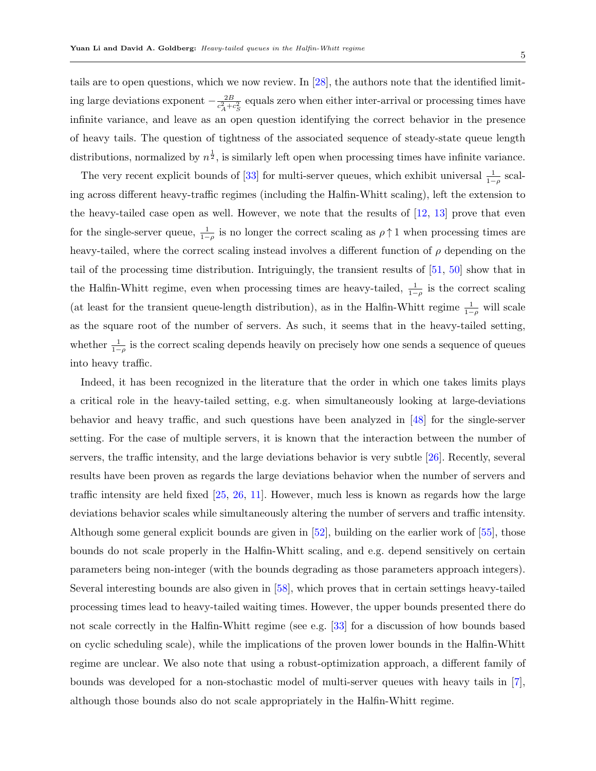tails are to open questions, which we now review. In [28], the authors note that the identified limiting large deviations exponent $-\frac{2B}{c_A^2+c_S^2}$ equals zero when either inter-arrival or processing times have infinite variance, and leave as an open question identifying the correct behavior in the presence of heavy tails. The question of tightness of the associated sequence of steady-state queue length distributions, normalized by $n^{\frac{1}{2}}$, is similarly left open when processing times have infinite variance.

The very recent explicit bounds of [33] for multi-server queues, which exhibit universal $\frac{1}{1-\rho}$ scaling across different heavy-traffic regimes (including the Halfin-Whitt scaling), left the extension to the heavy-tailed case open as well. However, we note that the results of [12, 13] prove that even for the single-server queue, $\frac{1}{1-\rho}$ is no longer the correct scaling as $\rho \uparrow 1$ when processing times are heavy-tailed, where the correct scaling instead involves a different function of $\rho$ depending on the tail of the processing time distribution. Intriguingly, the transient results of [51, 50] show that in the Halfin-Whitt regime, even when processing times are heavy-tailed, $\frac{1}{1-\rho}$ is the correct scaling (at least for the transient queue-length distribution), as in the Halfin-Whitt regime $\frac{1}{1-\rho}$ will scale as the square root of the number of servers. As such, it seems that in the heavy-tailed setting, whether $\frac{1}{1-\rho}$ is the correct scaling depends heavily on precisely how one sends a sequence of queues into heavy traffic.

Indeed, it has been recognized in the literature that the order in which one takes limits plays a critical role in the heavy-tailed setting, e.g. when simultaneously looking at large-deviations behavior and heavy traffic, and such questions have been analyzed in [48] for the single-server setting. For the case of multiple servers, it is known that the interaction between the number of servers, the traffic intensity, and the large deviations behavior is very subtle [26]. Recently, several results have been proven as regards the large deviations behavior when the number of servers and traffic intensity are held fixed [25, 26, 11]. However, much less is known as regards how the large deviations behavior scales while simultaneously altering the number of servers and traffic intensity. Although some general explicit bounds are given in [52], building on the earlier work of [55], those bounds do not scale properly in the Halfin-Whitt scaling, and e.g. depend sensitively on certain parameters being non-integer (with the bounds degrading as those parameters approach integers). Several interesting bounds are also given in [58], which proves that in certain settings heavy-tailed processing times lead to heavy-tailed waiting times. However, the upper bounds presented there do not scale correctly in the Halfin-Whitt regime (see e.g. [33] for a discussion of how bounds based on cyclic scheduling scale), while the implications of the proven lower bounds in the Halfin-Whitt regime are unclear. We also note that using a robust-optimization approach, a different family of bounds was developed for a non-stochastic model of multi-server queues with heavy tails in [7], although those bounds also do not scale appropriately in the Halfin-Whitt regime.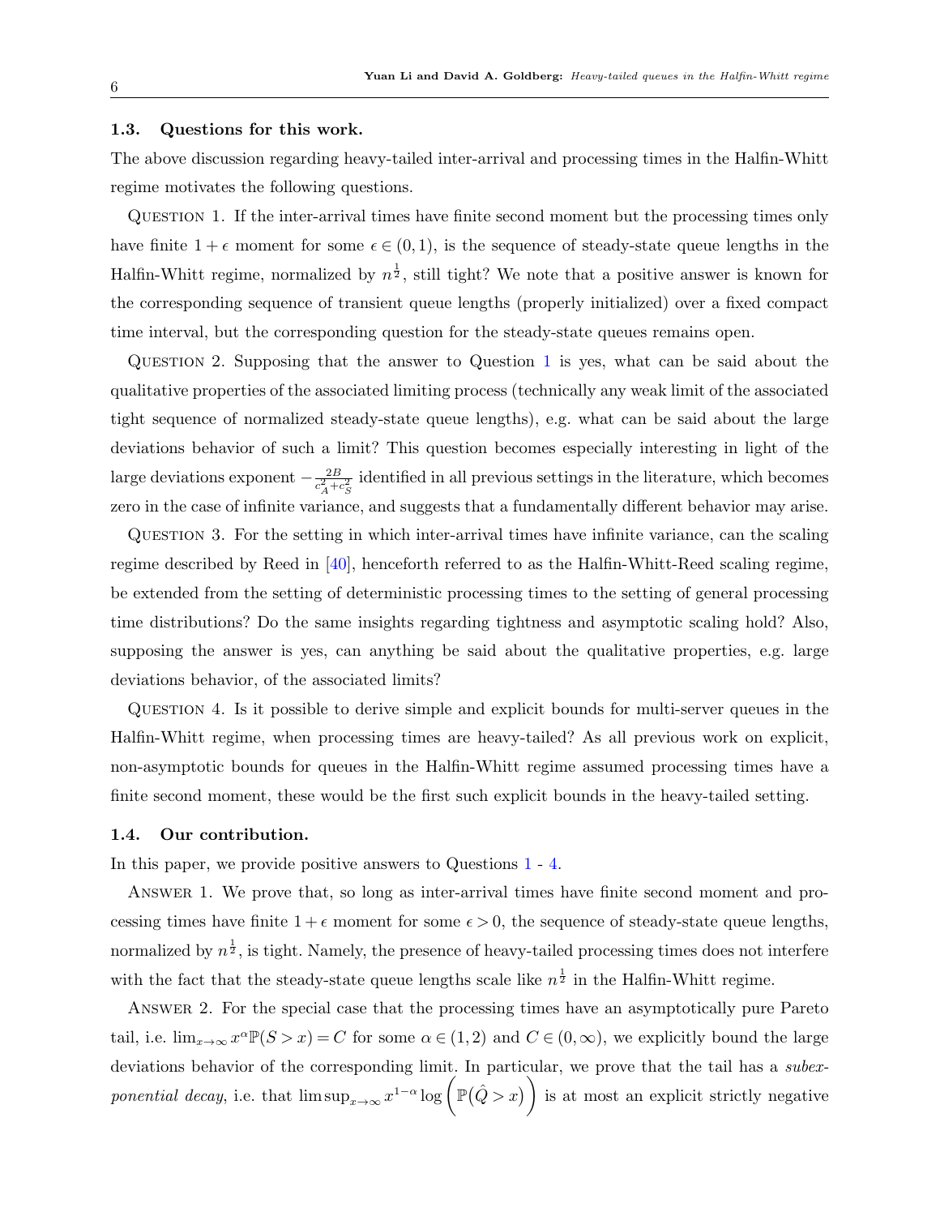### 1.3. Questions for this work.

The above discussion regarding heavy-tailed inter-arrival and processing times in the Halfin-Whitt regime motivates the following questions.

Question 1. If the inter-arrival times have finite second moment but the processing times only have finite $1+\epsilon$ moment for some $\epsilon \in (0,1)$, is the sequence of steady-state queue lengths in the Halfin-Whitt regime, normalized by $n^{\frac{1}{2}}$, still tight? We note that a positive answer is known for the corresponding sequence of transient queue lengths (properly initialized) over a fixed compact time interval, but the corresponding question for the steady-state queues remains open.

Question 2. Supposing that the answer to Question 1 is yes, what can be said about the qualitative properties of the associated limiting process (technically any weak limit of the associated tight sequence of normalized steady-state queue lengths), e.g. what can be said about the large deviations behavior of such a limit? This question becomes especially interesting in light of the large deviations exponent $-\frac{2B}{c_A^2+c_S^2}$ identified in all previous settings in the literature, which becomes zero in the case of infinite variance, and suggests that a fundamentally different behavior may arise.

Question 3. For the setting in which inter-arrival times have infinite variance, can the scaling regime described by Reed in [40], henceforth referred to as the Halfin-Whitt-Reed scaling regime, be extended from the setting of deterministic processing times to the setting of general processing time distributions? Do the same insights regarding tightness and asymptotic scaling hold? Also, supposing the answer is yes, can anything be said about the qualitative properties, e.g. large deviations behavior, of the associated limits?

Question 4. Is it possible to derive simple and explicit bounds for multi-server queues in the Halfin-Whitt regime, when processing times are heavy-tailed? As all previous work on explicit, non-asymptotic bounds for queues in the Halfin-Whitt regime assumed processing times have a finite second moment, these would be the first such explicit bounds in the heavy-tailed setting.

### 1.4. Our contribution.

In this paper, we provide positive answers to Questions 1 - 4.

Answer 1. We prove that, so long as inter-arrival times have finite second moment and processing times have finite $1+\epsilon$ moment for some $\epsilon > 0$, the sequence of steady-state queue lengths, normalized by $n^{\frac{1}{2}}$, is tight. Namely, the presence of heavy-tailed processing times does not interfere with the fact that the steady-state queue lengths scale like $n^{\frac{1}{2}}$ in the Halfin-Whitt regime.

Answer 2. For the special case that the processing times have an asymptotically pure Pareto tail, i.e. $\lim_{x\to\infty} x^{\alpha}\mathbb{P}(S>x) = C$ for some $\alpha \in (1,2)$ and $C \in (0,\infty)$, we explicitly bound the large deviations behavior of the corresponding limit. In particular, we prove that the tail has a *subexponential decay*, i.e. that $\limsup_{x\to\infty} x^{1-\alpha}\log\Big(\mathbb{P}(\hat{Q}>x)\Big)$ is at most an explicit strictly negative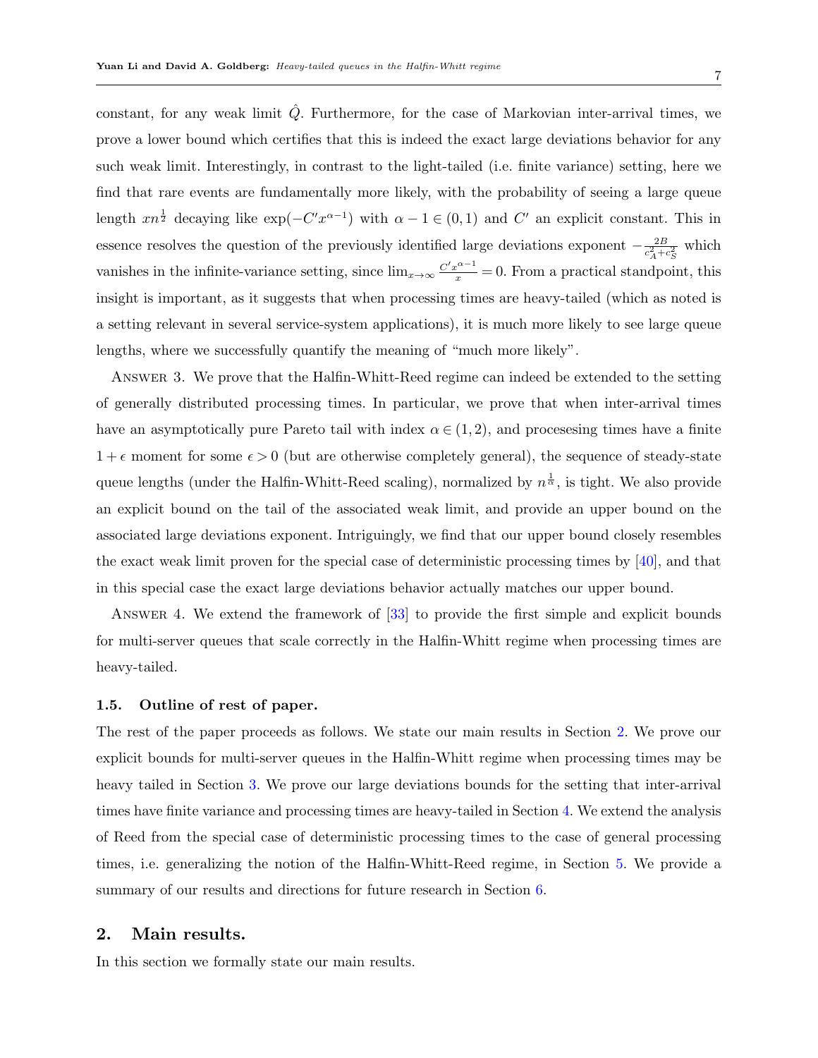constant, for any weak limit $\hat{Q}$. Furthermore, for the case of Markovian inter-arrival times, we prove a lower bound which certifies that this is indeed the exact large deviations behavior for any such weak limit. Interestingly, in contrast to the light-tailed (i.e. finite variance) setting, here we find that rare events are fundamentally more likely, with the probability of seeing a large queue length $xn^{\frac{1}{2}}$ decaying like $\exp(-C'x^{\alpha-1})$ with $\alpha - 1 \in (0,1)$ and $C'$ an explicit constant. This in essence resolves the question of the previously identified large deviations exponent $-\frac{2B}{c_A^2+c_S^2}$ which vanishes in the infinite-variance setting, since $\lim_{x\to\infty} \frac{C'x^{\alpha-1}}{x} = 0$. From a practical standpoint, this insight is important, as it suggests that when processing times are heavy-tailed (which as noted is a setting relevant in several service-system applications), it is much more likely to see large queue lengths, where we successfully quantify the meaning of "much more likely".

Answer 3. We prove that the Halfin-Whitt-Reed regime can indeed be extended to the setting of generally distributed processing times. In particular, we prove that when inter-arrival times have an asymptotically pure Pareto tail with index $\alpha \in (1,2)$, and procesesing times have a finite $1+\epsilon$ moment for some $\epsilon > 0$ (but are otherwise completely general), the sequence of steady-state queue lengths (under the Halfin-Whitt-Reed scaling), normalized by $n^{\frac{1}{\alpha}}$, is tight. We also provide an explicit bound on the tail of the associated weak limit, and provide an upper bound on the associated large deviations exponent. Intriguingly, we find that our upper bound closely resembles the exact weak limit proven for the special case of deterministic processing times by [40], and that in this special case the exact large deviations behavior actually matches our upper bound.

Answer 4. We extend the framework of [33] to provide the first simple and explicit bounds for multi-server queues that scale correctly in the Halfin-Whitt regime when processing times are heavy-tailed.

### 1.5. Outline of rest of paper.

The rest of the paper proceeds as follows. We state our main results in Section 2. We prove our explicit bounds for multi-server queues in the Halfin-Whitt regime when processing times may be heavy tailed in Section 3. We prove our large deviations bounds for the setting that inter-arrival times have finite variance and processing times are heavy-tailed in Section 4. We extend the analysis of Reed from the special case of deterministic processing times to the case of general processing times, i.e. generalizing the notion of the Halfin-Whitt-Reed regime, in Section 5. We provide a summary of our results and directions for future research in Section 6.

## 2. Main results.

In this section we formally state our main results.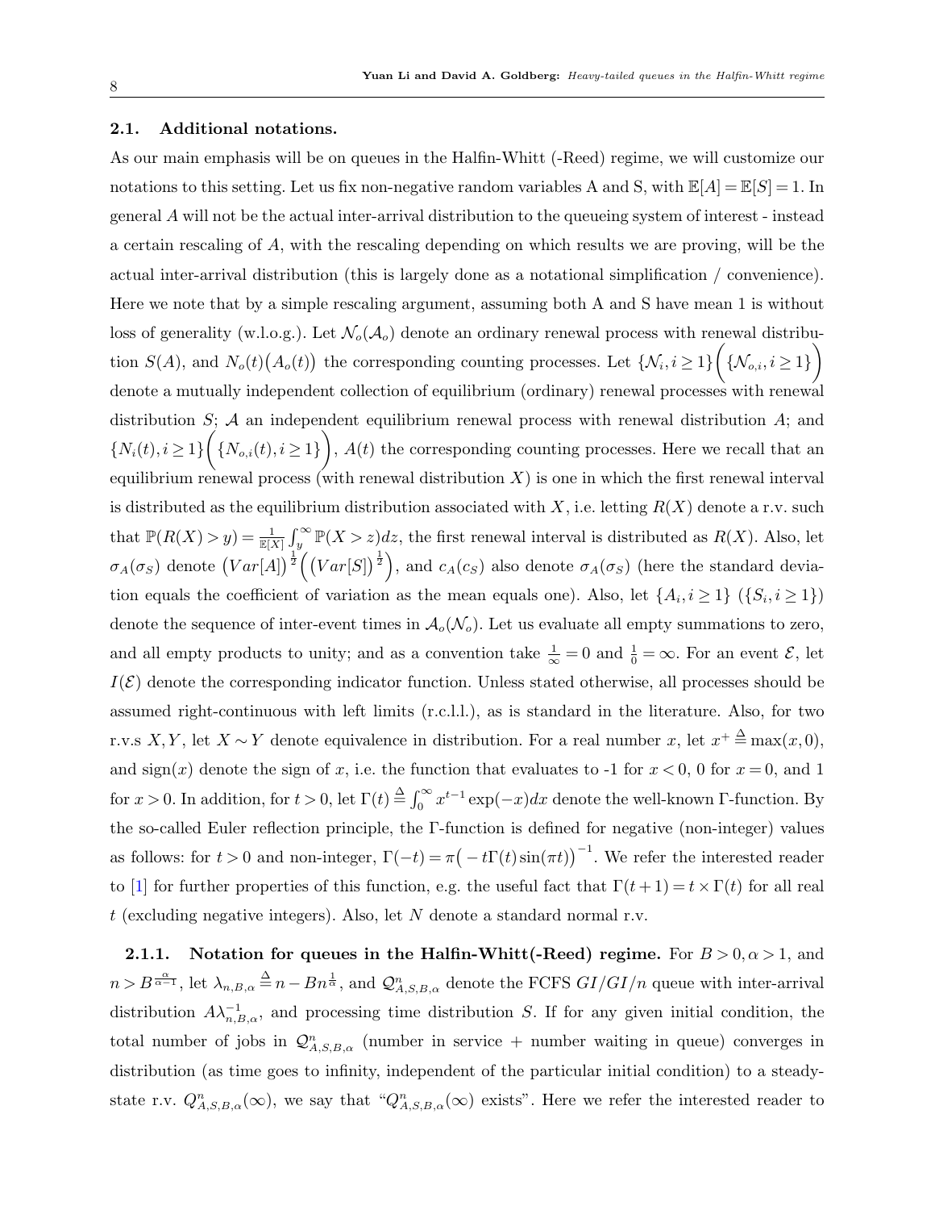### 2.1. Additional notations.

As our main emphasis will be on queues in the Halfin-Whitt (-Reed) regime, we will customize our notations to this setting. Let us fix non-negative random variables A and S, with $\mathbb{E}[A] = \mathbb{E}[S] = 1$. In general $A$ will not be the actual inter-arrival distribution to the queueing system of interest - instead a certain rescaling of $A$, with the rescaling depending on which results we are proving, will be the actual inter-arrival distribution (this is largely done as a notational simplification / convenience). Here we note that by a simple rescaling argument, assuming both A and S have mean 1 is without loss of generality (w.l.o.g.). Let $\mathcal{N}_o(\mathcal{A}_o)$ denote an ordinary renewal process with renewal distribution $S(A)$, and $N_o(t)\big(A_o(t)\big)$ the corresponding counting processes. Let $\{\mathcal{N}_i, i \geq 1\}\bigg(\{\mathcal{N}_{o,i}, i \geq 1\}\bigg)$ denote a mutually independent collection of equilibrium (ordinary) renewal processes with renewal distribution $S$; $\mathcal{A}$ an independent equilibrium renewal process with renewal distribution $A$; and $\{N_i(t), i \geq 1\}\bigg(\{N_{o,i}(t), i \geq 1\}\bigg)$, $A(t)$ the corresponding counting processes. Here we recall that an equilibrium renewal process (with renewal distribution $X$) is one in which the first renewal interval is distributed as the equilibrium distribution associated with $X$, i.e. letting $R(X)$ denote a r.v. such that $\mathbb{P}(R(X) > y) = \frac{1}{\mathbb{E}[X]}\int_y^\infty \mathbb{P}(X > z)dz$, the first renewal interval is distributed as $R(X)$. Also, let $\sigma_A(\sigma_S)$ denote $\big(Var[A]\big)^{\frac{1}{2}}\Big(\big(Var[S]\big)^{\frac{1}{2}}\Big)$, and $c_A(c_S)$ also denote $\sigma_A(\sigma_S)$ (here the standard deviation equals the coefficient of variation as the mean equals one). Also, let $\{A_i, i \geq 1\}$ ($\{S_i, i \geq 1\}$) denote the sequence of inter-event times in $\mathcal{A}_o(\mathcal{N}_o)$. Let us evaluate all empty summations to zero, and all empty products to unity; and as a convention take $\frac{1}{\infty} = 0$ and $\frac{1}{0} = \infty$. For an event $\mathcal{E}$, let $I(\mathcal{E})$ denote the corresponding indicator function. Unless stated otherwise, all processes should be assumed right-continuous with left limits (r.c.l.l.), as is standard in the literature. Also, for two r.v.s $X, Y$, let $X \sim Y$ denote equivalence in distribution. For a real number $x$, let $x^+ \stackrel{\Delta}{=} \max(x, 0)$, and $\text{sign}(x)$ denote the sign of $x$, i.e. the function that evaluates to -1 for $x < 0$, 0 for $x = 0$, and 1 for $x > 0$. In addition, for $t > 0$, let $\Gamma(t) \stackrel{\Delta}{=} \int_0^\infty x^{t-1}\exp(-x)dx$ denote the well-known $\Gamma$-function. By the so-called Euler reflection principle, the $\Gamma$-function is defined for negative (non-integer) values as follows: for $t > 0$ and non-integer, $\Gamma(-t) = \pi\big(-t\Gamma(t)\sin(\pi t)\big)^{-1}$. We refer the interested reader to [1] for further properties of this function, e.g. the useful fact that $\Gamma(t+1) = t \times \Gamma(t)$ for all real $t$ (excluding negative integers). Also, let $N$ denote a standard normal r.v.

#### 2.1.1. Notation for queues in the Halfin-Whitt(-Reed) regime.

For $B > 0, \alpha > 1$, and $n > B^{\frac{\alpha}{\alpha-1}}$, let $\lambda_{n,B,\alpha} \stackrel{\Delta}{=} n - Bn^{\frac{1}{\alpha}}$, and $\mathcal{Q}^n_{A,S,B,\alpha}$ denote the FCFS $GI/GI/n$ queue with inter-arrival distribution $A\lambda^{-1}_{n,B,\alpha}$, and processing time distribution $S$. If for any given initial condition, the total number of jobs in $\mathcal{Q}^n_{A,S,B,\alpha}$ (number in service + number waiting in queue) converges in distribution (as time goes to infinity, independent of the particular initial condition) to a steady-state r.v. $Q^n_{A,S,B,\alpha}(\infty)$, we say that "$Q^n_{A,S,B,\alpha}(\infty)$ exists". Here we refer the interested reader to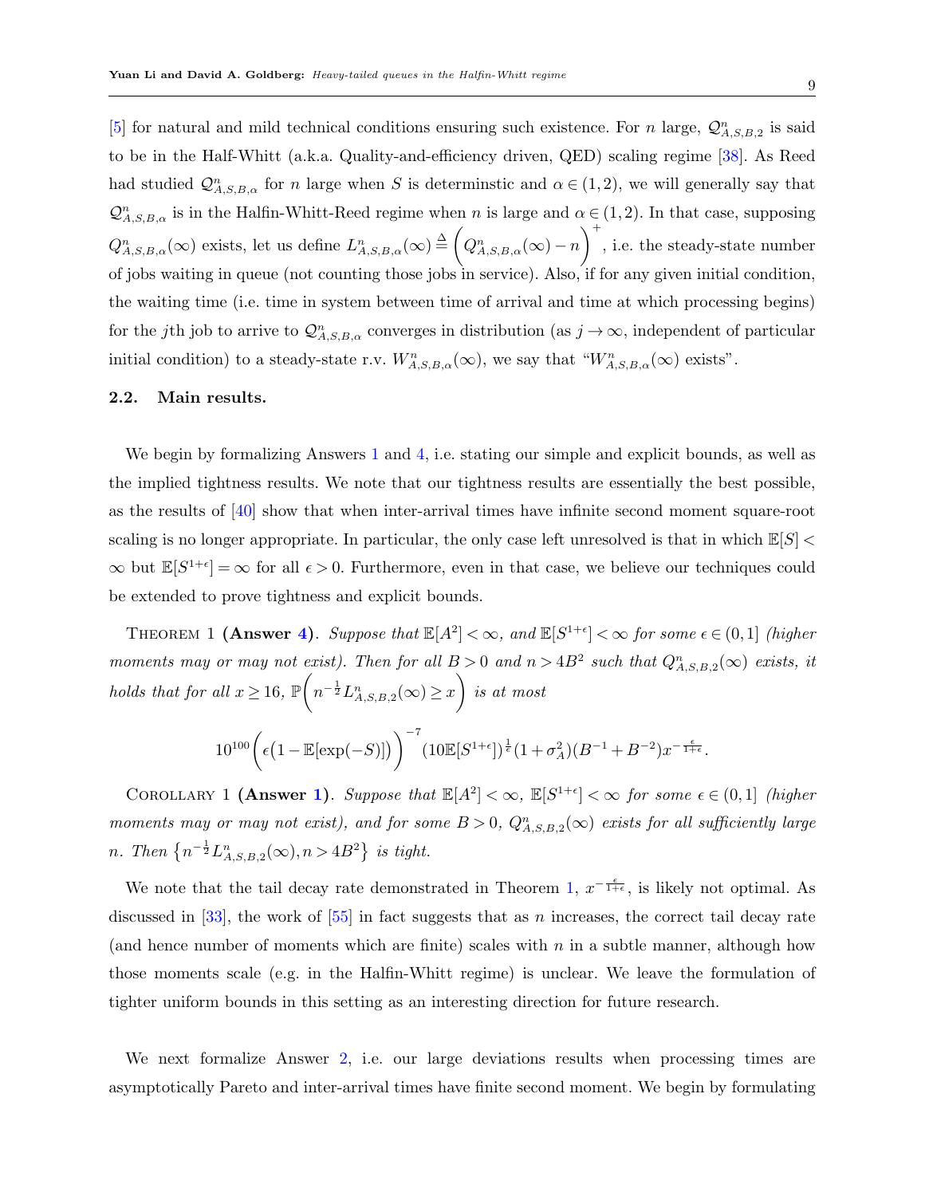[5] for natural and mild technical conditions ensuring such existence. For $n$ large, $\mathcal{Q}^n_{A,S,B,2}$ is said to be in the Half-Whitt (a.k.a. Quality-and-efficiency driven, QED) scaling regime [38]. As Reed had studied $\mathcal{Q}^n_{A,S,B,\alpha}$ for $n$ large when $S$ is determinstic and $\alpha \in (1,2)$, we will generally say that $\mathcal{Q}^n_{A,S,B,\alpha}$ is in the Halfin-Whitt-Reed regime when $n$ is large and $\alpha \in (1,2)$. In that case, supposing $Q^n_{A,S,B,\alpha}(\infty)$ exists, let us define $L^n_{A,S,B,\alpha}(\infty) \stackrel{\Delta}{=} \bigg(Q^n_{A,S,B,\alpha}(\infty) - n\bigg)^+$, i.e. the steady-state number of jobs waiting in queue (not counting those jobs in service). Also, if for any given initial condition, the waiting time (i.e. time in system between time of arrival and time at which processing begins) for the $j$th job to arrive to $\mathcal{Q}^n_{A,S,B,\alpha}$ converges in distribution (as $j \to \infty$, independent of particular initial condition) to a steady-state r.v. $W^n_{A,S,B,\alpha}(\infty)$, we say that "$W^n_{A,S,B,\alpha}(\infty)$ exists".

## 2.2. Main results.

We begin by formalizing Answers 1 and 4, i.e. stating our simple and explicit bounds, as well as the implied tightness results. We note that our tightness results are essentially the best possible, as the results of [40] show that when inter-arrival times have infinite second moment square-root scaling is no longer appropriate. In particular, the only case left unresolved is that in which $\mathbb{E}[S] < \infty$ but $\mathbb{E}[S^{1+\epsilon}] = \infty$ for all $\epsilon > 0$. Furthermore, even in that case, we believe our techniques could be extended to prove tightness and explicit bounds.

Theorem 1 **(Answer 4)**. *Suppose that $\mathbb{E}[A^2] < \infty$, and $\mathbb{E}[S^{1+\epsilon}] < \infty$ for some $\epsilon \in (0,1]$ (higher moments may or may not exist). Then for all $B > 0$ and $n > 4B^2$ such that $Q^n_{A,S,B,2}(\infty)$ exists, it holds that for all $x \geq 16$, $\mathbb{P}\bigg(n^{-\frac{1}{2}} L^n_{A,S,B,2}(\infty) \geq x\bigg)$ is at most*

$$10^{100}\bigg(\epsilon\big(1 - \mathbb{E}[\exp(-S)]\big)\bigg)^{-7}(10\mathbb{E}[S^{1+\epsilon}])^{\frac{1}{\epsilon}}(1+\sigma_A^2)(B^{-1}+B^{-2})x^{-\frac{\epsilon}{1+\epsilon}}.$$

Corollary 1 **(Answer 1)**. *Suppose that $\mathbb{E}[A^2] < \infty$, $\mathbb{E}[S^{1+\epsilon}] < \infty$ for some $\epsilon \in (0,1]$ (higher moments may or may not exist), and for some $B > 0$, $Q^n_{A,S,B,2}(\infty)$ exists for all sufficiently large $n$. Then $\big\{n^{-\frac{1}{2}} L^n_{A,S,B,2}(\infty), n > 4B^2\big\}$ is tight.*

We note that the tail decay rate demonstrated in Theorem 1, $x^{-\frac{\epsilon}{1+\epsilon}}$, is likely not optimal. As discussed in [33], the work of [55] in fact suggests that as $n$ increases, the correct tail decay rate (and hence number of moments which are finite) scales with $n$ in a subtle manner, although how those moments scale (e.g. in the Halfin-Whitt regime) is unclear. We leave the formulation of tighter uniform bounds in this setting as an interesting direction for future research.

We next formalize Answer 2, i.e. our large deviations results when processing times are asymptotically Pareto and inter-arrival times have finite second moment. We begin by formulating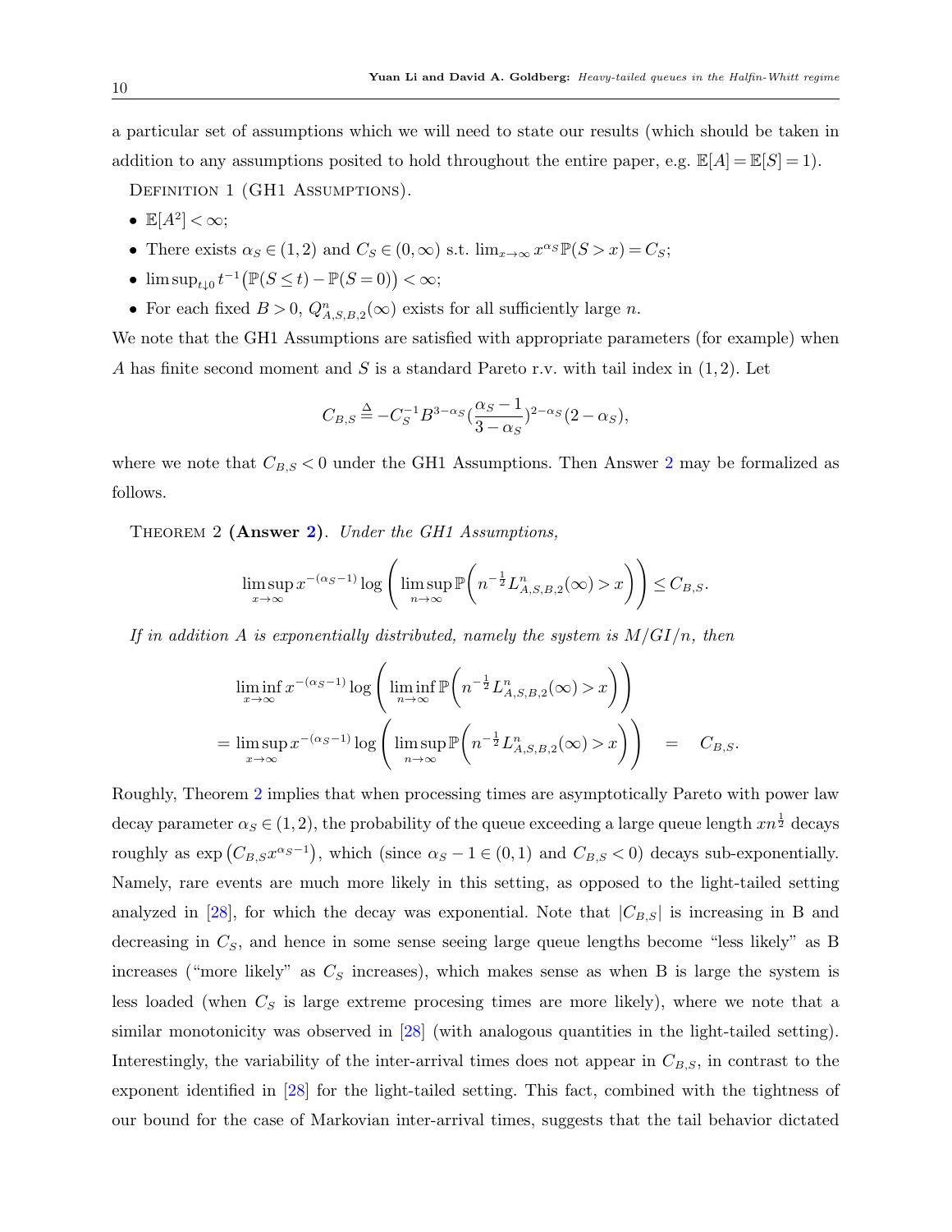a particular set of assumptions which we will need to state our results (which should be taken in addition to any assumptions posited to hold throughout the entire paper, e.g. $\mathbb{E}[A] = \mathbb{E}[S] = 1$).

Definition 1 (GH1 Assumptions).

- $\mathbb{E}[A^2] < \infty$;
- There exists $\alpha_S \in (1,2)$ and $C_S \in (0,\infty)$ s.t. $\lim_{x\to\infty} x^{\alpha_S}\mathbb{P}(S > x) = C_S$;
- $\limsup_{t\downarrow 0} t^{-1}\big(\mathbb{P}(S \leq t) - \mathbb{P}(S=0)\big) < \infty$;
- For each fixed $B > 0$, $Q^n_{A,S,B,2}(\infty)$ exists for all sufficiently large $n$.

We note that the GH1 Assumptions are satisfied with appropriate parameters (for example) when $A$ has finite second moment and $S$ is a standard Pareto r.v. with tail index in $(1,2)$. Let

$$C_{B,S} \triangleq -C_S^{-1} B^{3-\alpha_S} (\frac{\alpha_S - 1}{3-\alpha_S})^{2-\alpha_S}(2-\alpha_S),$$

where we note that $C_{B,S} < 0$ under the GH1 Assumptions. Then Answer 2 may be formalized as follows.

Theorem 2 **(Answer 2)**. *Under the GH1 Assumptions,*

$$\limsup_{x\to\infty} x^{-(\alpha_S-1)} \log\left(\limsup_{n\to\infty}\mathbb{P}\left(n^{-\frac{1}{2}}L^n_{A,S,B,2}(\infty) > x\right)\right) \leq C_{B,S}.$$

*If in addition $A$ is exponentially distributed, namely the system is $M/GI/n$, then*

$$\liminf_{x\to\infty} x^{-(\alpha_S-1)} \log\left(\liminf_{n\to\infty}\mathbb{P}\left(n^{-\frac{1}{2}}L^n_{A,S,B,2}(\infty) > x\right)\right)$$
$$= \limsup_{x\to\infty} x^{-(\alpha_S-1)} \log\left(\limsup_{n\to\infty}\mathbb{P}\left(n^{-\frac{1}{2}}L^n_{A,S,B,2}(\infty) > x\right)\right) \quad = \quad C_{B,S}.$$

Roughly, Theorem 2 implies that when processing times are asymptotically Pareto with power law decay parameter $\alpha_S \in (1,2)$, the probability of the queue exceeding a large queue length $xn^{\frac{1}{2}}$ decays roughly as $\exp\left(C_{B,S}x^{\alpha_S-1}\right)$, which (since $\alpha_S - 1 \in (0,1)$ and $C_{B,S} < 0$) decays sub-exponentially. Namely, rare events are much more likely in this setting, as opposed to the light-tailed setting analyzed in [28], for which the decay was exponential. Note that $|C_{B,S}|$ is increasing in B and decreasing in $C_S$, and hence in some sense seeing large queue lengths become "less likely" as B increases ("more likely" as $C_S$ increases), which makes sense as when B is large the system is less loaded (when $C_S$ is large extreme procesing times are more likely), where we note that a similar monotonicity was observed in [28] (with analogous quantities in the light-tailed setting). Interestingly, the variability of the inter-arrival times does not appear in $C_{B,S}$, in contrast to the exponent identified in [28] for the light-tailed setting. This fact, combined with the tightness of our bound for the case of Markovian inter-arrival times, suggests that the tail behavior dictated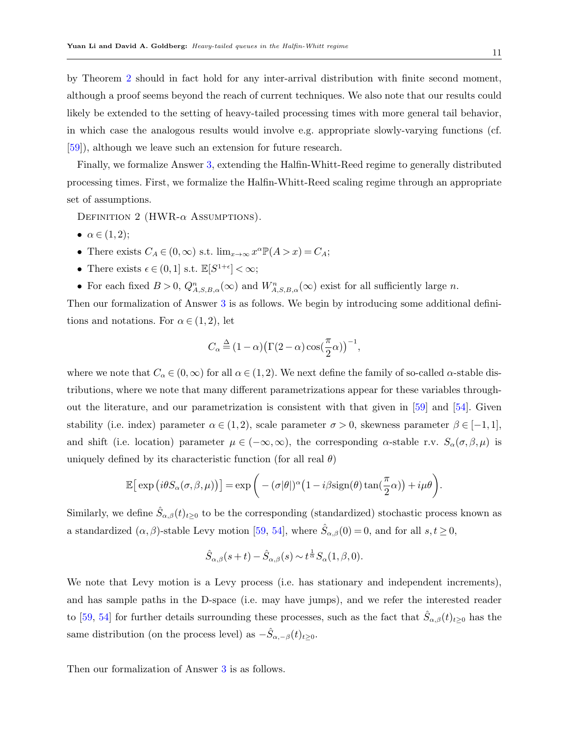by Theorem 2 should in fact hold for any inter-arrival distribution with finite second moment, although a proof seems beyond the reach of current techniques. We also note that our results could likely be extended to the setting of heavy-tailed processing times with more general tail behavior, in which case the analogous results would involve e.g. appropriate slowly-varying functions (cf. [59]), although we leave such an extension for future research.

Finally, we formalize Answer 3, extending the Halfin-Whitt-Reed regime to generally distributed processing times. First, we formalize the Halfin-Whitt-Reed scaling regime through an appropriate set of assumptions.

Definition 2 (HWR-$\alpha$ Assumptions).

- $\alpha \in (1,2)$;
- There exists $C_A \in (0,\infty)$ s.t. $\lim_{x\to\infty} x^{\alpha}\mathbb{P}(A > x) = C_A$;
- There exists $\epsilon \in (0,1]$ s.t. $\mathbb{E}[S^{1+\epsilon}] < \infty$;
- For each fixed $B > 0$, $Q^n_{A,S,B,\alpha}(\infty)$ and $W^n_{A,S,B,\alpha}(\infty)$ exist for all sufficiently large $n$.

Then our formalization of Answer 3 is as follows. We begin by introducing some additional definitions and notations. For $\alpha \in (1,2)$, let

$$C_\alpha \overset{\Delta}{=} (1-\alpha)\big(\Gamma(2-\alpha)\cos(\frac{\pi}{2}\alpha)\big)^{-1},$$

where we note that $C_\alpha \in (0,\infty)$ for all $\alpha \in (1,2)$. We next define the family of so-called $\alpha$-stable distributions, where we note that many different parametrizations appear for these variables throughout the literature, and our parametrization is consistent with that given in [59] and [54]. Given stability (i.e. index) parameter $\alpha \in (1,2)$, scale parameter $\sigma > 0$, skewness parameter $\beta \in [-1,1]$, and shift (i.e. location) parameter $\mu \in (-\infty,\infty)$, the corresponding $\alpha$-stable r.v. $S_\alpha(\sigma,\beta,\mu)$ is uniquely defined by its characteristic function (for all real $\theta$)

$$\mathbb{E}\big[\exp\big(i\theta S_\alpha(\sigma,\beta,\mu)\big)\big] = \exp\bigg(-(\sigma|\theta|)^{\alpha}\big(1 - i\beta\,\mathrm{sign}(\theta)\tan(\frac{\pi}{2}\alpha)\big) + i\mu\theta\bigg).$$

Similarly, we define $\hat{S}_{\alpha,\beta}(t)_{t\geq 0}$ to be the corresponding (standardized) stochastic process known as a standardized $(\alpha,\beta)$-stable Levy motion [59, 54], where $\hat{S}_{\alpha,\beta}(0) = 0$, and for all $s,t \geq 0$,

$$\hat{S}_{\alpha,\beta}(s+t) - \hat{S}_{\alpha,\beta}(s) \sim t^{\frac{1}{\alpha}} S_\alpha(1,\beta,0).$$

We note that Levy motion is a Levy process (i.e. has stationary and independent increments), and has sample paths in the D-space (i.e. may have jumps), and we refer the interested reader to [59, 54] for further details surrounding these processes, such as the fact that $\hat{S}_{\alpha,\beta}(t)_{t\geq 0}$ has the same distribution (on the process level) as $-\hat{S}_{\alpha,-\beta}(t)_{t\geq 0}$.

Then our formalization of Answer 3 is as follows.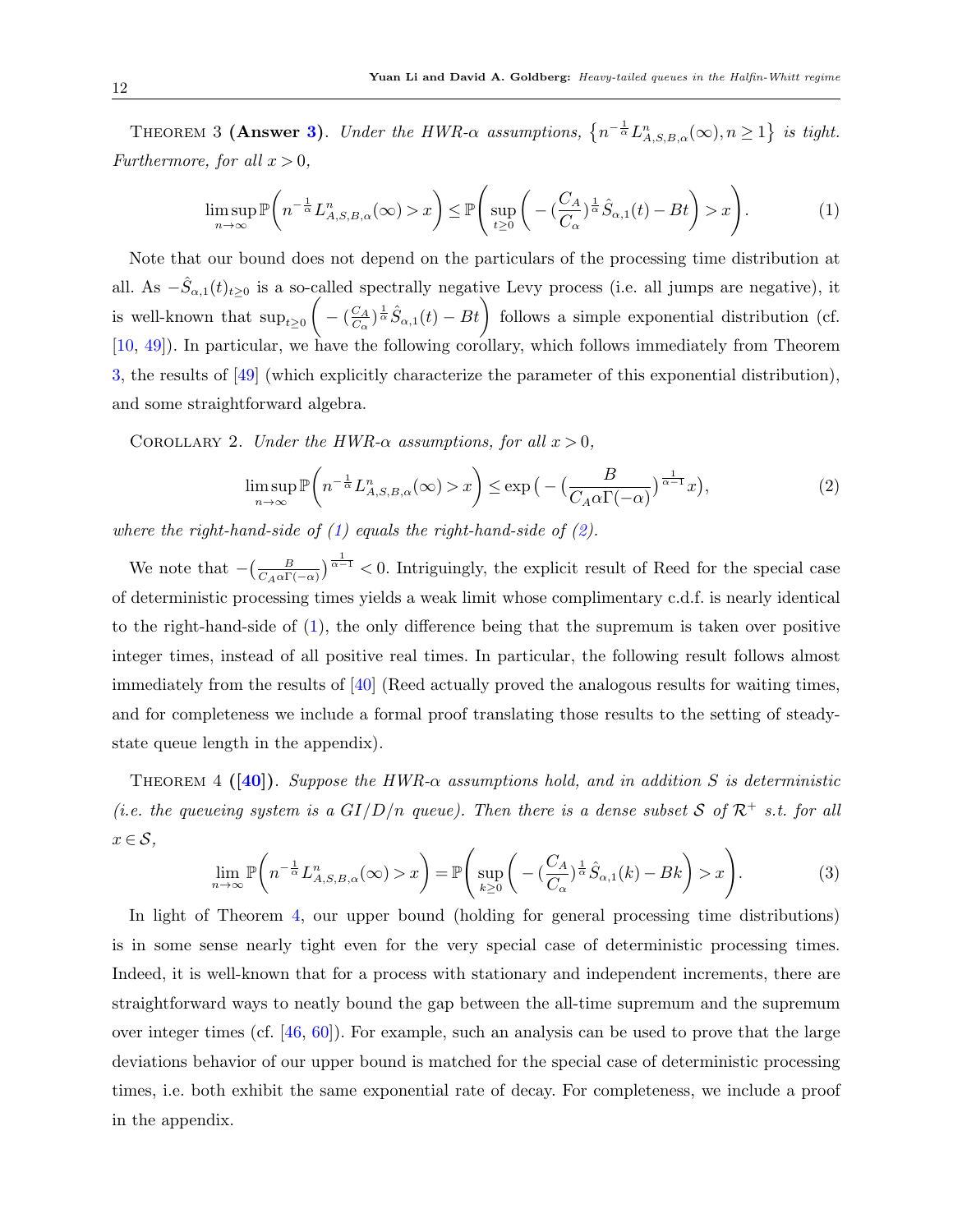Theorem 3 **(Answer 3)**. *Under the HWR-$\alpha$ assumptions, $\{n^{-\frac{1}{\alpha}} L^n_{A,S,B,\alpha}(\infty), n \geq 1\}$ is tight. Furthermore, for all $x > 0$,*

$$\limsup_{n\to\infty} \mathbb{P}\bigg(n^{-\frac{1}{\alpha}} L^n_{A,S,B,\alpha}(\infty) > x\bigg) \leq \mathbb{P}\Bigg(\sup_{t\geq 0}\bigg(-(\frac{C_A}{C_\alpha})^{\frac{1}{\alpha}} \hat{S}_{\alpha,1}(t) - Bt\bigg) > x\Bigg). \tag{1}$$

Note that our bound does not depend on the particulars of the processing time distribution at all. As $-\hat{S}_{\alpha,1}(t)_{t\geq 0}$ is a so-called spectrally negative Levy process (i.e. all jumps are negative), it is well-known that $\sup_{t\geq 0}\bigg(-(\frac{C_A}{C_\alpha})^{\frac{1}{\alpha}} \hat{S}_{\alpha,1}(t) - Bt\bigg)$ follows a simple exponential distribution (cf. [10, 49]). In particular, we have the following corollary, which follows immediately from Theorem 3, the results of [49] (which explicitly characterize the parameter of this exponential distribution), and some straightforward algebra.

Corollary 2. *Under the HWR-$\alpha$ assumptions, for all $x > 0$,*

$$\limsup_{n\to\infty} \mathbb{P}\bigg(n^{-\frac{1}{\alpha}} L^n_{A,S,B,\alpha}(\infty) > x\bigg) \leq \exp\big(-\big(\frac{B}{C_A \alpha \Gamma(-\alpha)}\big)^{\frac{1}{\alpha-1}} x\big), \tag{2}$$

*where the right-hand-side of (1) equals the right-hand-side of (2).*

We note that $-\big(\frac{B}{C_A \alpha\Gamma(-\alpha)}\big)^{\frac{1}{\alpha-1}} < 0$. Intriguingly, the explicit result of Reed for the special case of deterministic processing times yields a weak limit whose complimentary c.d.f. is nearly identical to the right-hand-side of (1), the only difference being that the supremum is taken over positive integer times, instead of all positive real times. In particular, the following result follows almost immediately from the results of [40] (Reed actually proved the analogous results for waiting times, and for completeness we include a formal proof translating those results to the setting of steady-state queue length in the appendix).

Theorem 4 **([40])**. *Suppose the HWR-$\alpha$ assumptions hold, and in addition $S$ is deterministic (i.e. the queueing system is a $GI/D/n$ queue). Then there is a dense subset $\mathcal{S}$ of $\mathcal{R}^+$ s.t. for all $x \in \mathcal{S}$,*

$$\lim_{n\to\infty} \mathbb{P}\bigg(n^{-\frac{1}{\alpha}} L^n_{A,S,B,\alpha}(\infty) > x\bigg) = \mathbb{P}\Bigg(\sup_{k\geq 0}\bigg(-(\frac{C_A}{C_\alpha})^{\frac{1}{\alpha}} \hat{S}_{\alpha,1}(k) - Bk\bigg) > x\Bigg). \tag{3}$$

In light of Theorem 4, our upper bound (holding for general processing time distributions) is in some sense nearly tight even for the very special case of deterministic processing times. Indeed, it is well-known that for a process with stationary and independent increments, there are straightforward ways to neatly bound the gap between the all-time supremum and the supremum over integer times (cf. [46, 60]). For example, such an analysis can be used to prove that the large deviations behavior of our upper bound is matched for the special case of deterministic processing times, i.e. both exhibit the same exponential rate of decay. For completeness, we include a proof in the appendix.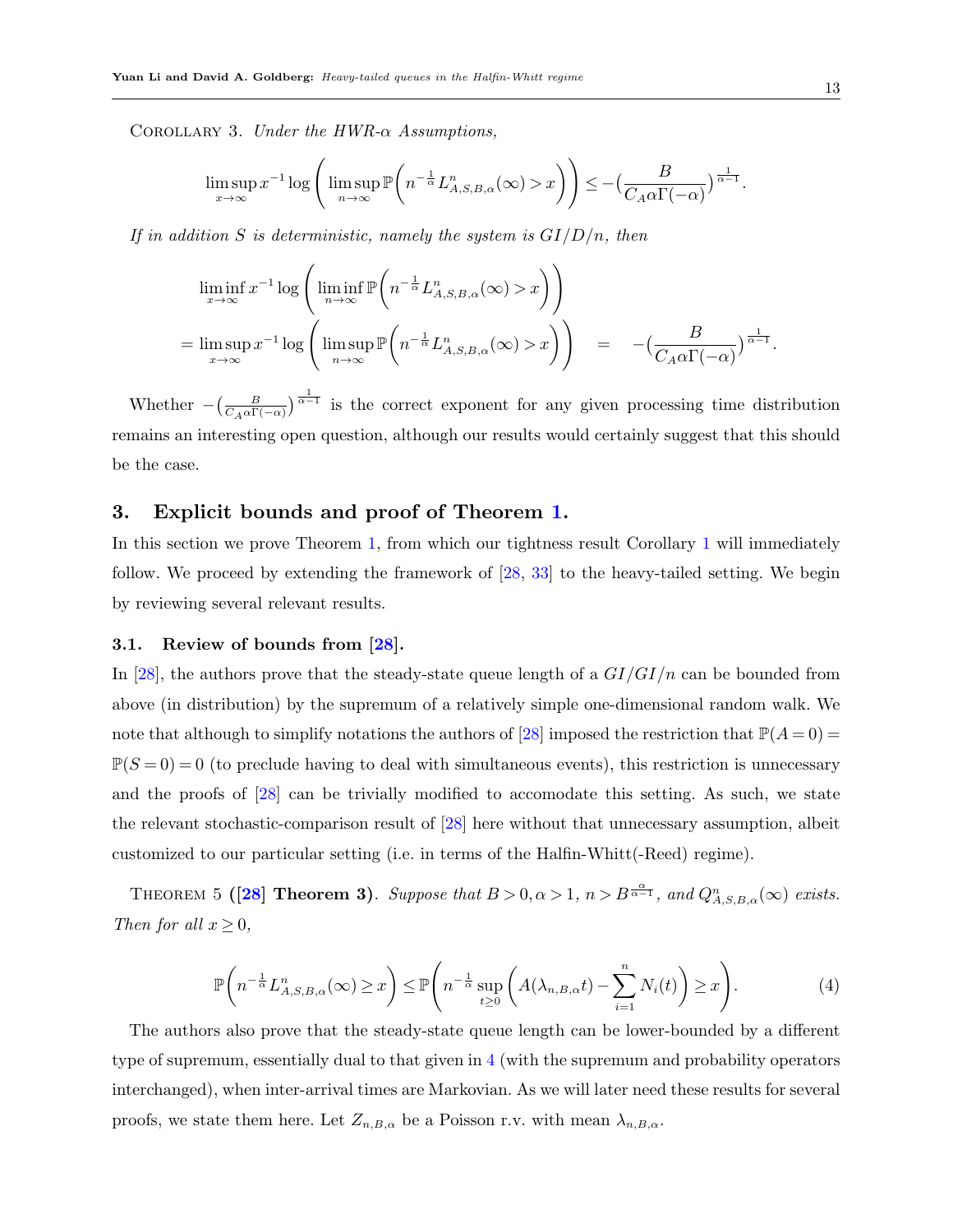Corollary 3. *Under the HWR-$\alpha$ Assumptions,*

$$\limsup_{x\to\infty} x^{-1}\log\left(\limsup_{n\to\infty}\mathbb{P}\left(n^{-\frac{1}{\alpha}}L^n_{A,S,B,\alpha}(\infty)>x\right)\right)\le -\left(\frac{B}{C_A\alpha\Gamma(-\alpha)}\right)^{\frac{1}{\alpha-1}}.$$

*If in addition $S$ is deterministic, namely the system is $GI/D/n$, then*

$$\begin{aligned}
&\liminf_{x\to\infty} x^{-1}\log\left(\liminf_{n\to\infty}\mathbb{P}\left(n^{-\frac{1}{\alpha}}L^n_{A,S,B,\alpha}(\infty)>x\right)\right)\\
&=\limsup_{x\to\infty} x^{-1}\log\left(\limsup_{n\to\infty}\mathbb{P}\left(n^{-\frac{1}{\alpha}}L^n_{A,S,B,\alpha}(\infty)>x\right)\right) \quad = \quad -\left(\frac{B}{C_A\alpha\Gamma(-\alpha)}\right)^{\frac{1}{\alpha-1}}.
\end{aligned}$$

Whether $-\left(\frac{B}{C_A\alpha\Gamma(-\alpha)}\right)^{\frac{1}{\alpha-1}}$ is the correct exponent for any given processing time distribution remains an interesting open question, although our results would certainly suggest that this should be the case.

## 3. Explicit bounds and proof of Theorem 1.

In this section we prove Theorem 1, from which our tightness result Corollary 1 will immediately follow. We proceed by extending the framework of [28, 33] to the heavy-tailed setting. We begin by reviewing several relevant results.

### 3.1. Review of bounds from [28].

In [28], the authors prove that the steady-state queue length of a $GI/GI/n$ can be bounded from above (in distribution) by the supremum of a relatively simple one-dimensional random walk. We note that although to simplify notations the authors of [28] imposed the restriction that $\mathbb{P}(A=0)=\mathbb{P}(S=0)=0$ (to preclude having to deal with simultaneous events), this restriction is unnecessary and the proofs of [28] can be trivially modified to accomodate this setting. As such, we state the relevant stochastic-comparison result of [28] here without that unnecessary assumption, albeit customized to our particular setting (i.e. in terms of the Halfin-Whitt(-Reed) regime).

Theorem 5 (**[28] Theorem 3**). *Suppose that $B>0,\alpha>1$, $n>B^{\frac{\alpha}{\alpha-1}}$, and $Q^n_{A,S,B,\alpha}(\infty)$ exists. Then for all $x\ge 0$,*

$$\mathbb{P}\left(n^{-\frac{1}{\alpha}}L^n_{A,S,B,\alpha}(\infty)\ge x\right)\le \mathbb{P}\left(n^{-\frac{1}{\alpha}}\sup_{t\ge 0}\left(A(\lambda_{n,B,\alpha}t)-\sum_{i=1}^{n}N_i(t)\right)\ge x\right). \tag{4}$$

The authors also prove that the steady-state queue length can be lower-bounded by a different type of supremum, essentially dual to that given in 4 (with the supremum and probability operators interchanged), when inter-arrival times are Markovian. As we will later need these results for several proofs, we state them here. Let $Z_{n,B,\alpha}$ be a Poisson r.v. with mean $\lambda_{n,B,\alpha}$.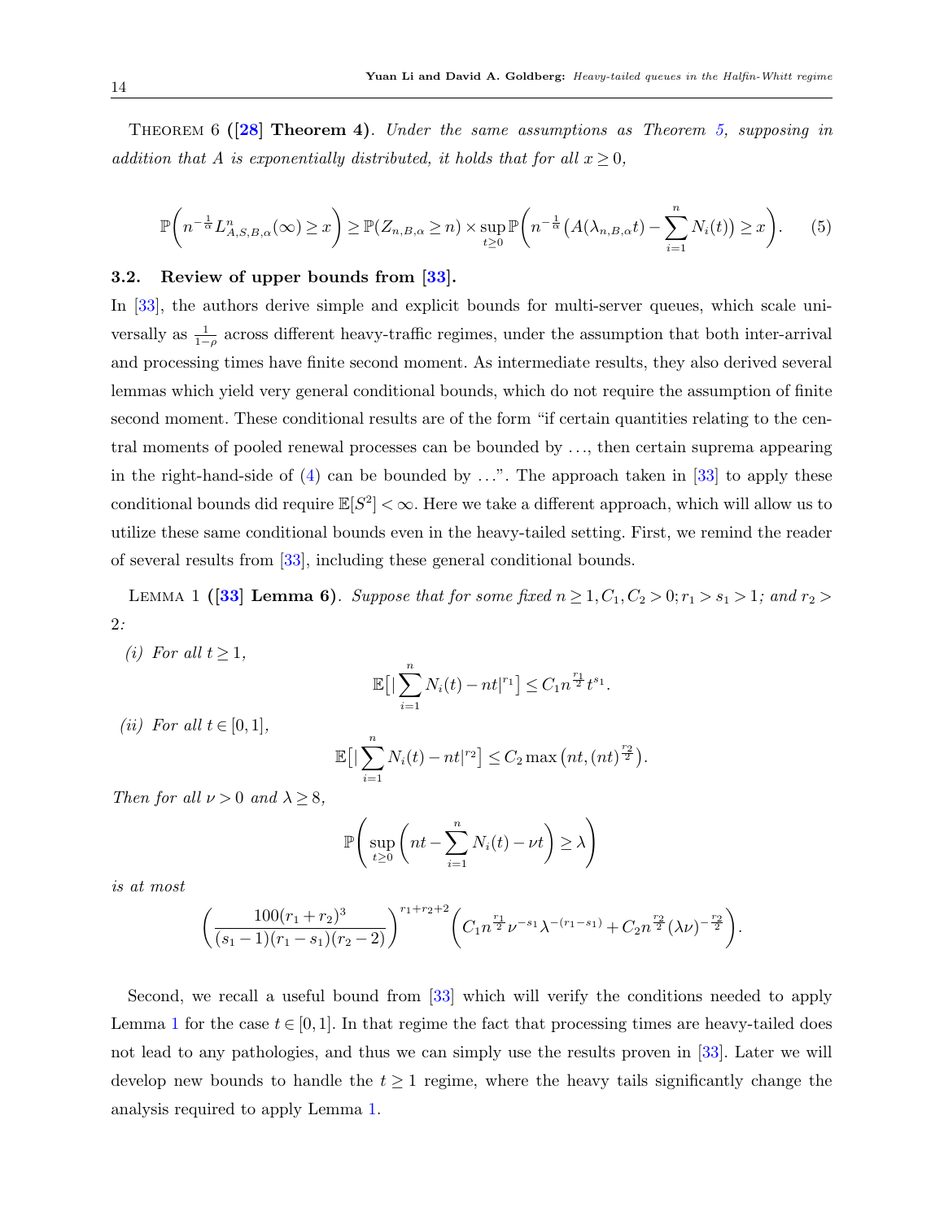Theorem 6 (**[28] Theorem 4**). *Under the same assumptions as Theorem 5, supposing in addition that $A$ is exponentially distributed, it holds that for all $x \geq 0$,*

$$\mathbb{P}\bigg(n^{-\frac{1}{\alpha}} L^n_{A,S,B,\alpha}(\infty) \geq x\bigg) \geq \mathbb{P}(Z_{n,B,\alpha} \geq n) \times \sup_{t \geq 0} \mathbb{P}\bigg(n^{-\frac{1}{\alpha}}\big(A(\lambda_{n,B,\alpha} t) - \sum_{i=1}^{n} N_i(t)\big) \geq x\bigg). \tag{5}$$

### 3.2. Review of upper bounds from [33].

In [33], the authors derive simple and explicit bounds for multi-server queues, which scale universally as $\frac{1}{1-\rho}$ across different heavy-traffic regimes, under the assumption that both inter-arrival and processing times have finite second moment. As intermediate results, they also derived several lemmas which yield very general conditional bounds, which do not require the assumption of finite second moment. These conditional results are of the form "if certain quantities relating to the central moments of pooled renewal processes can be bounded by ..., then certain suprema appearing in the right-hand-side of (4) can be bounded by ...". The approach taken in [33] to apply these conditional bounds did require $\mathbb{E}[S^2] < \infty$. Here we take a different approach, which will allow us to utilize these same conditional bounds even in the heavy-tailed setting. First, we remind the reader of several results from [33], including these general conditional bounds.

Lemma 1 (**[33] Lemma 6**). *Suppose that for some fixed $n \geq 1, C_1, C_2 > 0; r_1 > s_1 > 1$; and $r_2 > 2$:*

*(i) For all $t \geq 1$,*

$$\mathbb{E}\big[|\sum_{i=1}^{n} N_i(t) - nt|^{r_1}\big] \leq C_1 n^{\frac{r_1}{2}} t^{s_1}.$$

*(ii) For all $t \in [0,1]$,*

$$\mathbb{E}\big[|\sum_{i=1}^{n} N_i(t) - nt|^{r_2}\big] \leq C_2 \max\big(nt, (nt)^{\frac{r_2}{2}}\big).$$

*Then for all $\nu > 0$ and $\lambda \geq 8$,*

$$\mathbb{P}\Bigg(\sup_{t \geq 0}\bigg(nt - \sum_{i=1}^{n} N_i(t) - \nu t\bigg) \geq \lambda\Bigg)$$

*is at most*

$$\bigg(\frac{100(r_1+r_2)^3}{(s_1-1)(r_1-s_1)(r_2-2)}\bigg)^{r_1+r_2+2}\bigg(C_1 n^{\frac{r_1}{2}} \nu^{-s_1} \lambda^{-(r_1-s_1)} + C_2 n^{\frac{r_2}{2}} (\lambda\nu)^{-\frac{r_2}{2}}\bigg).$$

Second, we recall a useful bound from [33] which will verify the conditions needed to apply Lemma 1 for the case $t \in [0,1]$. In that regime the fact that processing times are heavy-tailed does not lead to any pathologies, and thus we can simply use the results proven in [33]. Later we will develop new bounds to handle the $t \geq 1$ regime, where the heavy tails significantly change the analysis required to apply Lemma 1.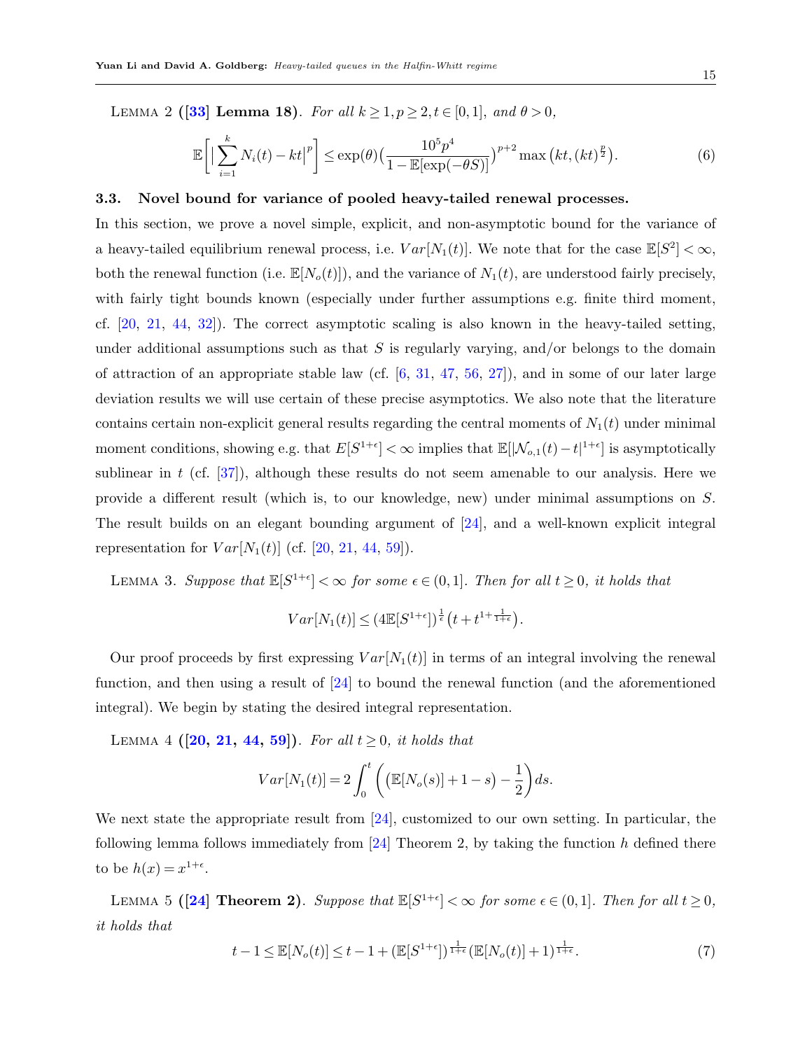Lemma 2 (**[33] Lemma 18**). *For all $k \geq 1, p \geq 2, t \in [0,1]$, and $\theta > 0$,*

$$\mathbb{E}\left[ \Big| \sum_{i=1}^{k} N_i(t) - kt \Big|^p \right] \leq \exp(\theta) \Big( \frac{10^5 p^4}{1 - \mathbb{E}[\exp(-\theta S)]} \Big)^{p+2} \max\big(kt, (kt)^{\frac{p}{2}}\big). \tag{6}$$

### 3.3. Novel bound for variance of pooled heavy-tailed renewal processes.

In this section, we prove a novel simple, explicit, and non-asymptotic bound for the variance of a heavy-tailed equilibrium renewal process, i.e. $Var[N_1(t)]$. We note that for the case $\mathbb{E}[S^2] < \infty$, both the renewal function (i.e. $\mathbb{E}[N_o(t)]$), and the variance of $N_1(t)$, are understood fairly precisely, with fairly tight bounds known (especially under further assumptions e.g. finite third moment, cf. [20, 21, 44, 32]). The correct asymptotic scaling is also known in the heavy-tailed setting, under additional assumptions such as that $S$ is regularly varying, and/or belongs to the domain of attraction of an appropriate stable law (cf. [6, 31, 47, 56, 27]), and in some of our later large deviation results we will use certain of these precise asymptotics. We also note that the literature contains certain non-explicit general results regarding the central moments of $N_1(t)$ under minimal moment conditions, showing e.g. that $E[S^{1+\epsilon}] < \infty$ implies that $\mathbb{E}[|\mathcal{N}_{o,1}(t) - t|^{1+\epsilon}]$ is asymptotically sublinear in $t$ (cf. [37]), although these results do not seem amenable to our analysis. Here we provide a different result (which is, to our knowledge, new) under minimal assumptions on $S$. The result builds on an elegant bounding argument of [24], and a well-known explicit integral representation for $Var[N_1(t)]$ (cf. [20, 21, 44, 59]).

Lemma 3. *Suppose that $\mathbb{E}[S^{1+\epsilon}] < \infty$ for some $\epsilon \in (0,1]$. Then for all $t \geq 0$, it holds that*

$$Var[N_1(t)] \leq \big(4\mathbb{E}[S^{1+\epsilon}]\big)^{\frac{1}{\epsilon}} \big(t + t^{1 + \frac{1}{1+\epsilon}}\big).$$

Our proof proceeds by first expressing $Var[N_1(t)]$ in terms of an integral involving the renewal function, and then using a result of [24] to bound the renewal function (and the aforementioned integral). We begin by stating the desired integral representation.

Lemma 4 (**[20, 21, 44, 59]**). *For all $t \geq 0$, it holds that*

$$Var[N_1(t)] = 2 \int_0^t \left( \big(\mathbb{E}[N_o(s)] + 1 - s\big) - \frac{1}{2} \right) ds.$$

We next state the appropriate result from [24], customized to our own setting. In particular, the following lemma follows immediately from [24] Theorem 2, by taking the function $h$ defined there to be $h(x) = x^{1+\epsilon}$.

Lemma 5 (**[24] Theorem 2**). *Suppose that $\mathbb{E}[S^{1+\epsilon}] < \infty$ for some $\epsilon \in (0,1]$. Then for all $t \geq 0$, it holds that*

$$t - 1 \leq \mathbb{E}[N_o(t)] \leq t - 1 + \big(\mathbb{E}[S^{1+\epsilon}]\big)^{\frac{1}{1+\epsilon}} \big(\mathbb{E}[N_o(t)] + 1\big)^{\frac{1}{1+\epsilon}}. \tag{7}$$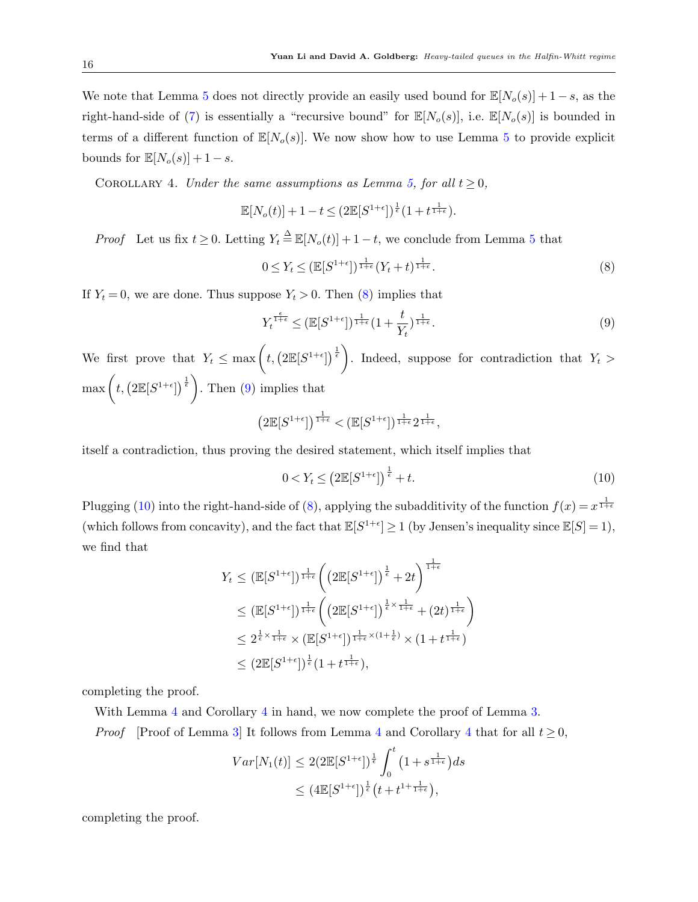We note that Lemma 5 does not directly provide an easily used bound for $\mathbb{E}[N_o(s)]+1-s$, as the right-hand-side of (7) is essentially a "recursive bound" for $\mathbb{E}[N_o(s)]$, i.e. $\mathbb{E}[N_o(s)]$ is bounded in terms of a different function of $\mathbb{E}[N_o(s)]$. We now show how to use Lemma 5 to provide explicit bounds for $\mathbb{E}[N_o(s)]+1-s$.

Corollary 4. *Under the same assumptions as Lemma 5, for all $t \geq 0$,*

$$\mathbb{E}[N_o(t)]+1-t \leq \left(2\mathbb{E}[S^{1+\epsilon}]\right)^{\frac{1}{\epsilon}}\left(1+t^{\frac{1}{1+\epsilon}}\right).$$

*Proof* Let us fix $t \geq 0$. Letting $Y_t \triangleq \mathbb{E}[N_o(t)]+1-t$, we conclude from Lemma 5 that

$$0 \leq Y_t \leq \left(\mathbb{E}[S^{1+\epsilon}]\right)^{\frac{1}{1+\epsilon}}\left(Y_t+t\right)^{\frac{1}{1+\epsilon}}. \tag{8}$$

If $Y_t = 0$, we are done. Thus suppose $Y_t > 0$. Then (8) implies that

$$Y_t^{\frac{\epsilon}{1+\epsilon}} \leq \left(\mathbb{E}[S^{1+\epsilon}]\right)^{\frac{1}{1+\epsilon}}\left(1+\frac{t}{Y_t}\right)^{\frac{1}{1+\epsilon}}. \tag{9}$$

We first prove that $Y_t \leq \max\left(t, \left(2\mathbb{E}[S^{1+\epsilon}]\right)^{\frac{1}{\epsilon}}\right)$. Indeed, suppose for contradiction that $Y_t > \max\left(t, \left(2\mathbb{E}[S^{1+\epsilon}]\right)^{\frac{1}{\epsilon}}\right)$. Then (9) implies that

$$\left(2\mathbb{E}[S^{1+\epsilon}]\right)^{\frac{1}{1+\epsilon}} < \left(\mathbb{E}[S^{1+\epsilon}]\right)^{\frac{1}{1+\epsilon}} 2^{\frac{1}{1+\epsilon}},$$

itself a contradiction, thus proving the desired statement, which itself implies that

$$0 < Y_t \leq \left(2\mathbb{E}[S^{1+\epsilon}]\right)^{\frac{1}{\epsilon}} + t. \tag{10}$$

Plugging (10) into the right-hand-side of (8), applying the subadditivity of the function $f(x) = x^{\frac{1}{1+\epsilon}}$ (which follows from concavity), and the fact that $\mathbb{E}[S^{1+\epsilon}] \geq 1$ (by Jensen's inequality since $\mathbb{E}[S]=1$), we find that

$$\begin{aligned}
Y_t &\leq \left(\mathbb{E}[S^{1+\epsilon}]\right)^{\frac{1}{1+\epsilon}}\left(\left(2\mathbb{E}[S^{1+\epsilon}]\right)^{\frac{1}{\epsilon}} + 2t\right)^{\frac{1}{1+\epsilon}} \\
&\leq \left(\mathbb{E}[S^{1+\epsilon}]\right)^{\frac{1}{1+\epsilon}}\left(\left(2\mathbb{E}[S^{1+\epsilon}]\right)^{\frac{1}{\epsilon}\times\frac{1}{1+\epsilon}} + (2t)^{\frac{1}{1+\epsilon}}\right) \\
&\leq 2^{\frac{1}{\epsilon}\times\frac{1}{1+\epsilon}} \times \left(\mathbb{E}[S^{1+\epsilon}]\right)^{\frac{1}{1+\epsilon}\times(1+\frac{1}{\epsilon})} \times \left(1+t^{\frac{1}{1+\epsilon}}\right) \\
&\leq \left(2\mathbb{E}[S^{1+\epsilon}]\right)^{\frac{1}{\epsilon}}\left(1+t^{\frac{1}{1+\epsilon}}\right),
\end{aligned}$$

completing the proof.

With Lemma 4 and Corollary 4 in hand, we now complete the proof of Lemma 3.

*Proof* [Proof of Lemma 3] It follows from Lemma 4 and Corollary 4 that for all $t \geq 0$,

$$\begin{aligned}
Var[N_1(t)] &\leq 2\left(2\mathbb{E}[S^{1+\epsilon}]\right)^{\frac{1}{\epsilon}}\int_0^t \left(1+s^{\frac{1}{1+\epsilon}}\right)ds \\
&\leq \left(4\mathbb{E}[S^{1+\epsilon}]\right)^{\frac{1}{\epsilon}}\left(t+t^{1+\frac{1}{1+\epsilon}}\right),
\end{aligned}$$

completing the proof.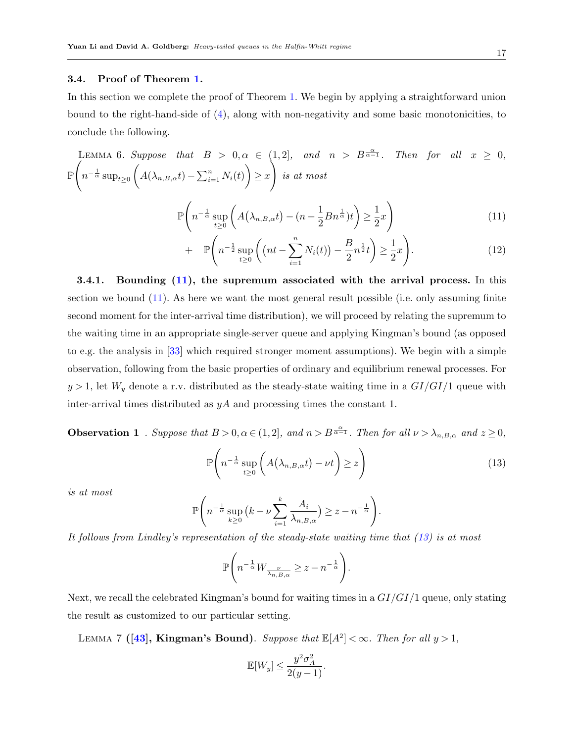### 3.4. Proof of Theorem 1.

In this section we complete the proof of Theorem 1. We begin by applying a straightforward union bound to the right-hand-side of (4), along with non-negativity and some basic monotonicities, to conclude the following.

LEMMA 6. *Suppose that $B > 0, \alpha \in (1,2]$, and $n > B^{\frac{\alpha}{\alpha-1}}$. Then for all $x \geq 0$, $\mathbb{P}\Bigg(n^{-\frac{1}{\alpha}} \sup_{t\geq 0}\bigg(A(\lambda_{n,B,\alpha}t) - \sum_{i=1}^n N_i(t)\bigg) \geq x\Bigg)$ is at most*

$$\mathbb{P}\Bigg(n^{-\frac{1}{\alpha}} \sup_{t\geq 0}\bigg(A\big(\lambda_{n,B,\alpha}t\big) - (n - \frac{1}{2}Bn^{\frac{1}{\alpha}})t\bigg) \geq \frac{1}{2}x\Bigg) \tag{11}$$

$$+ \quad \mathbb{P}\Bigg(n^{-\frac{1}{2}} \sup_{t\geq 0}\bigg(\big(nt - \sum_{i=1}^n N_i(t)\big) - \frac{B}{2}n^{\frac{1}{2}}t\bigg) \geq \frac{1}{2}x\Bigg). \tag{12}$$

#### 3.4.1. Bounding (11), the supremum associated with the arrival process.

In this section we bound (11). As here we want the most general result possible (i.e. only assuming finite second moment for the inter-arrival time distribution), we will proceed by relating the supremum to the waiting time in an appropriate single-server queue and applying Kingman's bound (as opposed to e.g. the analysis in [33] which required stronger moment assumptions). We begin with a simple observation, following from the basic properties of ordinary and equilibrium renewal processes. For $y > 1$, let $W_y$ denote a r.v. distributed as the steady-state waiting time in a $GI/GI/1$ queue with inter-arrival times distributed as $yA$ and processing times the constant 1.

**Observation 1** . *Suppose that $B > 0, \alpha \in (1,2]$, and $n > B^{\frac{\alpha}{\alpha-1}}$. Then for all $\nu > \lambda_{n,B,\alpha}$ and $z \geq 0$,*

$$\mathbb{P}\Bigg(n^{-\frac{1}{\alpha}} \sup_{t\geq 0}\bigg(A\big(\lambda_{n,B,\alpha}t\big) - \nu t\bigg) \geq z\Bigg) \tag{13}$$

*is at most*

$$\mathbb{P}\Bigg(n^{-\frac{1}{\alpha}} \sup_{k\geq 0}\big(k - \nu\sum_{i=1}^k \frac{A_i}{\lambda_{n,B,\alpha}}\big) \geq z - n^{-\frac{1}{\alpha}}\Bigg).$$

*It follows from Lindley's representation of the steady-state waiting time that (13) is at most*

$$\mathbb{P}\Bigg(n^{-\frac{1}{\alpha}} W_{\frac{\nu}{\lambda_{n,B,\alpha}}} \geq z - n^{-\frac{1}{\alpha}}\Bigg).$$

Next, we recall the celebrated Kingman's bound for waiting times in a $GI/GI/1$ queue, only stating the result as customized to our particular setting.

LEMMA 7 **([43], Kingman's Bound)**. *Suppose that $\mathbb{E}[A^2] < \infty$. Then for all $y > 1$,*

$$\mathbb{E}[W_y] \leq \frac{y^2\sigma_A^2}{2(y-1)}.$$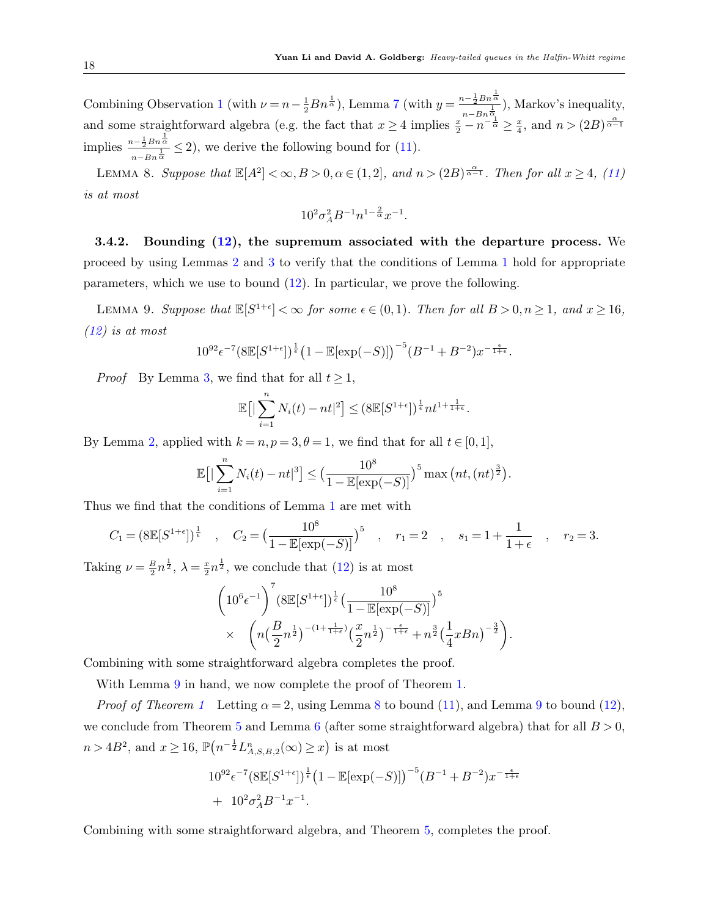Combining Observation 1 (with $\nu = n - \frac{1}{2}Bn^{\frac{1}{\alpha}}$), Lemma 7 (with $y = \frac{n-\frac{1}{2}Bn^{\frac{1}{\alpha}}}{n-Bn^{\frac{1}{\alpha}}}$), Markov's inequality, and some straightforward algebra (e.g. the fact that $x \geq 4$ implies $\frac{x}{2} - n^{-\frac{1}{\alpha}} \geq \frac{x}{4}$, and $n > (2B)^{\frac{\alpha}{\alpha-1}}$ implies $\frac{n-\frac{1}{2}Bn^{\frac{1}{\alpha}}}{n-Bn^{\frac{1}{\alpha}}} \leq 2$), we derive the following bound for (11).

Lemma 8. *Suppose that $\mathbb{E}[A^2] < \infty, B > 0, \alpha \in (1,2]$, and $n > (2B)^{\frac{\alpha}{\alpha-1}}$. Then for all $x \geq 4$, (11) is at most*

$$10^2 \sigma_A^2 B^{-1} n^{1-\frac{2}{\alpha}} x^{-1}.$$

#### 3.4.2. Bounding (12), the supremum associated with the departure process.

We proceed by using Lemmas 2 and 3 to verify that the conditions of Lemma 1 hold for appropriate parameters, which we use to bound (12). In particular, we prove the following.

Lemma 9. *Suppose that $\mathbb{E}[S^{1+\epsilon}] < \infty$ for some $\epsilon \in (0,1)$. Then for all $B > 0, n \geq 1$, and $x \geq 16$, (12) is at most*

$$10^{92} \epsilon^{-7} (8\mathbb{E}[S^{1+\epsilon}])^{\frac{1}{\epsilon}} \big(1 - \mathbb{E}[\exp(-S)]\big)^{-5} (B^{-1} + B^{-2}) x^{-\frac{\epsilon}{1+\epsilon}}.$$

*Proof* By Lemma 3, we find that for all $t \geq 1$,

$$\mathbb{E}\big[|\sum_{i=1}^{n} N_i(t) - nt|^2\big] \leq (8\mathbb{E}[S^{1+\epsilon}])^{\frac{1}{\epsilon}} n t^{1+\frac{1}{1+\epsilon}}.$$

By Lemma 2, applied with $k = n, p = 3, \theta = 1$, we find that for all $t \in [0,1]$,

$$\mathbb{E}\big[|\sum_{i=1}^{n} N_i(t) - nt|^3\big] \leq \big(\frac{10^8}{1 - \mathbb{E}[\exp(-S)]}\big)^5 \max\big(nt, (nt)^{\frac{3}{2}}\big).$$

Thus we find that the conditions of Lemma 1 are met with

$$C_1 = (8\mathbb{E}[S^{1+\epsilon}])^{\frac{1}{\epsilon}} \quad , \quad C_2 = \big(\frac{10^8}{1 - \mathbb{E}[\exp(-S)]}\big)^5 \quad , \quad r_1 = 2 \quad , \quad s_1 = 1 + \frac{1}{1+\epsilon} \quad , \quad r_2 = 3.$$

Taking $\nu = \frac{B}{2} n^{\frac{1}{2}}$, $\lambda = \frac{x}{2} n^{\frac{1}{2}}$, we conclude that (12) is at most

$$\begin{aligned}
&\Big(10^6 \epsilon^{-1}\Big)^7 (8\mathbb{E}[S^{1+\epsilon}])^{\frac{1}{\epsilon}} \big(\frac{10^8}{1 - \mathbb{E}[\exp(-S)]}\big)^5 \\
&\times \quad \Big(n\big(\frac{B}{2} n^{\frac{1}{2}}\big)^{-(1+\frac{1}{1+\epsilon})} \big(\frac{x}{2} n^{\frac{1}{2}}\big)^{-\frac{\epsilon}{1+\epsilon}} + n^{\frac{3}{2}} \big(\frac{1}{4} x B n\big)^{-\frac{3}{2}}\Big).
\end{aligned}$$

Combining with some straightforward algebra completes the proof.

With Lemma 9 in hand, we now complete the proof of Theorem 1.

*Proof of Theorem 1* Letting $\alpha = 2$, using Lemma 8 to bound (11), and Lemma 9 to bound (12), we conclude from Theorem 5 and Lemma 6 (after some straightforward algebra) that for all $B > 0$, $n > 4B^2$, and $x \geq 16$, $\mathbb{P}\big(n^{-\frac{1}{2}} L^n_{A,S,B,2}(\infty) \geq x\big)$ is at most

$$\begin{aligned}
&10^{92} \epsilon^{-7} (8\mathbb{E}[S^{1+\epsilon}])^{\frac{1}{\epsilon}} \big(1 - \mathbb{E}[\exp(-S)]\big)^{-5} (B^{-1} + B^{-2}) x^{-\frac{\epsilon}{1+\epsilon}} \\
&+ \ 10^2 \sigma_A^2 B^{-1} x^{-1}.
\end{aligned}$$

Combining with some straightforward algebra, and Theorem 5, completes the proof.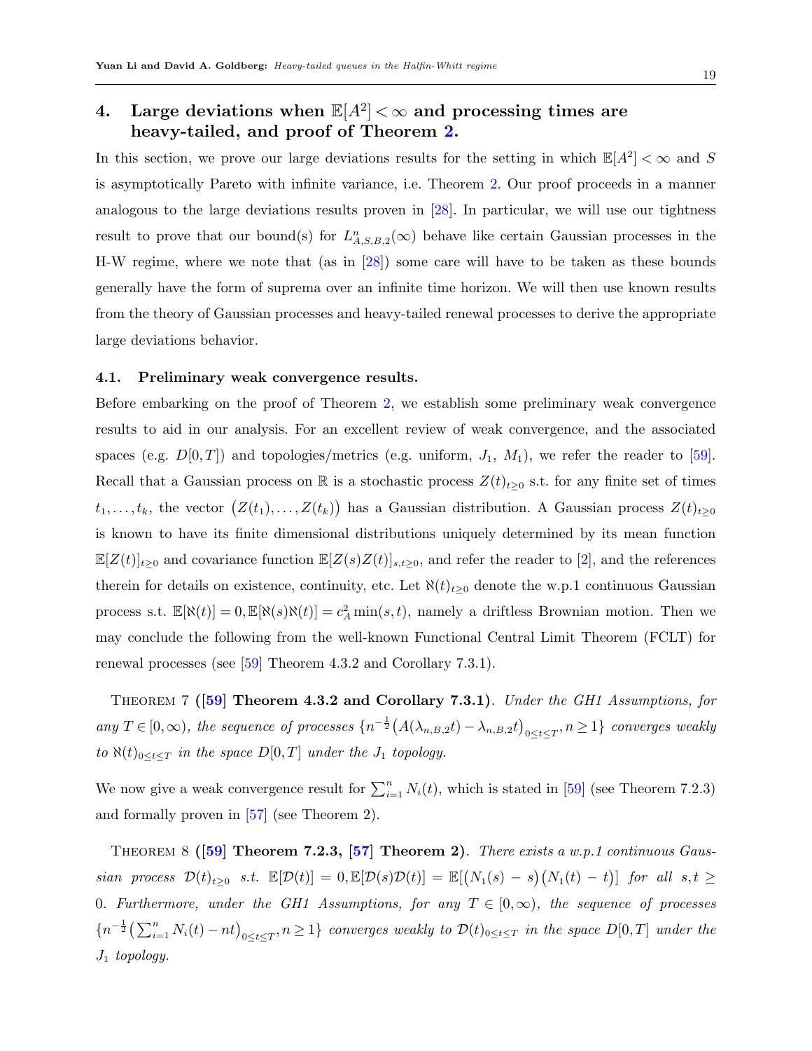## 4. Large deviations when $\mathbb{E}[A^2] < \infty$ and processing times are heavy-tailed, and proof of Theorem 2.

In this section, we prove our large deviations results for the setting in which $\mathbb{E}[A^2] < \infty$ and $S$ is asymptotically Pareto with infinite variance, i.e. Theorem 2. Our proof proceeds in a manner analogous to the large deviations results proven in [28]. In particular, we will use our tightness result to prove that our bound(s) for $L^n_{A,S,B,2}(\infty)$ behave like certain Gaussian processes in the H-W regime, where we note that (as in [28]) some care will have to be taken as these bounds generally have the form of suprema over an infinite time horizon. We will then use known results from the theory of Gaussian processes and heavy-tailed renewal processes to derive the appropriate large deviations behavior.

### 4.1. Preliminary weak convergence results.

Before embarking on the proof of Theorem 2, we establish some preliminary weak convergence results to aid in our analysis. For an excellent review of weak convergence, and the associated spaces (e.g. $D[0,T]$) and topologies/metrics (e.g. uniform, $J_1$, $M_1$), we refer the reader to [59]. Recall that a Gaussian process on $\mathbb{R}$ is a stochastic process $Z(t)_{t\geq 0}$ s.t. for any finite set of times $t_1,\ldots,t_k$, the vector $\big(Z(t_1),\ldots,Z(t_k)\big)$ has a Gaussian distribution. A Gaussian process $Z(t)_{t\geq 0}$ is known to have its finite dimensional distributions uniquely determined by its mean function $\mathbb{E}[Z(t)]_{t\geq 0}$ and covariance function $\mathbb{E}[Z(s)Z(t)]_{s,t\geq 0}$, and refer the reader to [2], and the references therein for details on existence, continuity, etc. Let $\aleph(t)_{t\geq 0}$ denote the w.p.1 continuous Gaussian process s.t. $\mathbb{E}[\aleph(t)] = 0, \mathbb{E}[\aleph(s)\aleph(t)] = c_A^2 \min(s,t)$, namely a driftless Brownian motion. Then we may conclude the following from the well-known Functional Central Limit Theorem (FCLT) for renewal processes (see [59] Theorem 4.3.2 and Corollary 7.3.1).

Theorem 7 (**[59] Theorem 4.3.2 and Corollary 7.3.1**). *Under the GH1 Assumptions, for any $T \in [0,\infty)$, the sequence of processes $\{n^{-\frac{1}{2}}\big(A(\lambda_{n,B,2}t) - \lambda_{n,B,2}t\big)_{0\leq t\leq T}, n\geq 1\}$ converges weakly to $\aleph(t)_{0\leq t\leq T}$ in the space $D[0,T]$ under the $J_1$ topology.*

We now give a weak convergence result for $\sum_{i=1}^n N_i(t)$, which is stated in [59] (see Theorem 7.2.3) and formally proven in [57] (see Theorem 2).

Theorem 8 (**[59] Theorem 7.2.3, [57] Theorem 2**). *There exists a w.p.1 continuous Gaussian process $\mathcal{D}(t)_{t\geq 0}$ s.t. $\mathbb{E}[\mathcal{D}(t)] = 0, \mathbb{E}[\mathcal{D}(s)\mathcal{D}(t)] = \mathbb{E}[\big(N_1(s) - s\big)\big(N_1(t) - t\big)]$ for all $s,t \geq 0$. Furthermore, under the GH1 Assumptions, for any $T \in [0,\infty)$, the sequence of processes $\{n^{-\frac{1}{2}}\big(\sum_{i=1}^n N_i(t) - nt\big)_{0\leq t\leq T}, n\geq 1\}$ converges weakly to $\mathcal{D}(t)_{0\leq t\leq T}$ in the space $D[0,T]$ under the $J_1$ topology.*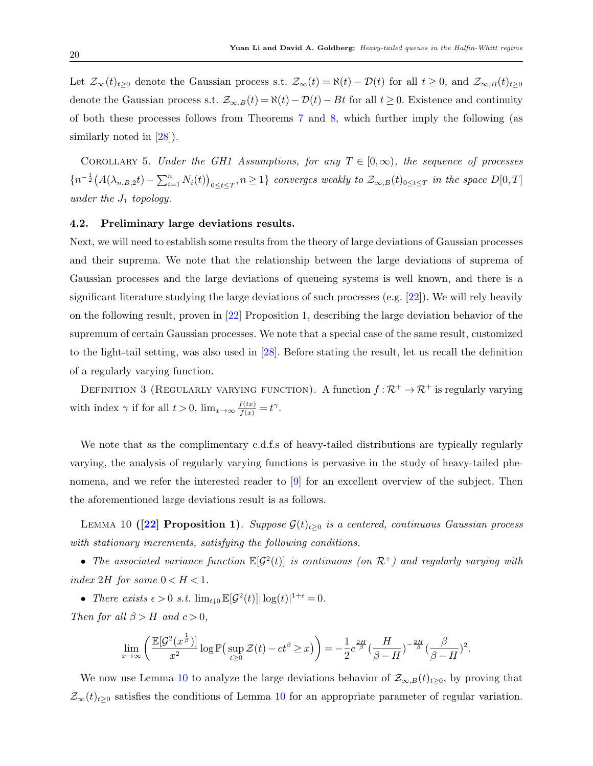Let $\mathcal{Z}_\infty(t)_{t\geq 0}$ denote the Gaussian process s.t. $\mathcal{Z}_\infty(t) = \aleph(t) - \mathcal{D}(t)$ for all $t \geq 0$, and $\mathcal{Z}_{\infty,B}(t)_{t\geq 0}$ denote the Gaussian process s.t. $\mathcal{Z}_{\infty,B}(t) = \aleph(t) - \mathcal{D}(t) - Bt$ for all $t \geq 0$. Existence and continuity of both these processes follows from Theorems 7 and 8, which further imply the following (as similarly noted in [28]).

Corollary 5. *Under the GH1 Assumptions, for any $T \in [0, \infty)$, the sequence of processes $\{n^{-\frac{1}{2}}\big(A(\lambda_{n,B,2}t) - \sum_{i=1}^n N_i(t)\big)_{0\leq t\leq T}, n \geq 1\}$ converges weakly to $\mathcal{Z}_{\infty,B}(t)_{0\leq t\leq T}$ in the space $D[0,T]$ under the $J_1$ topology.*

### 4.2. Preliminary large deviations results.

Next, we will need to establish some results from the theory of large deviations of Gaussian processes and their suprema. We note that the relationship between the large deviations of suprema of Gaussian processes and the large deviations of queueing systems is well known, and there is a significant literature studying the large deviations of such processes (e.g. [22]). We will rely heavily on the following result, proven in [22] Proposition 1, describing the large deviation behavior of the supremum of certain Gaussian processes. We note that a special case of the same result, customized to the light-tail setting, was also used in [28]. Before stating the result, let us recall the definition of a regularly varying function.

Definition 3 (Regularly varying function). A function $f : \mathcal{R}^+ \to \mathcal{R}^+$ is regularly varying with index $\gamma$ if for all $t > 0$, $\lim_{x\to\infty} \frac{f(tx)}{f(x)} = t^\gamma$.

We note that as the complimentary c.d.f.s of heavy-tailed distributions are typically regularly varying, the analysis of regularly varying functions is pervasive in the study of heavy-tailed phenomena, and we refer the interested reader to [9] for an excellent overview of the subject. Then the aforementioned large deviations result is as follows.

Lemma 10 (**[22] Proposition 1**). *Suppose $\mathcal{G}(t)_{t\geq 0}$ is a centered, continuous Gaussian process with stationary increments, satisfying the following conditions.*

- *The associated variance function $\mathbb{E}[\mathcal{G}^2(t)]$ is continuous (on $\mathcal{R}^+$) and regularly varying with index $2H$ for some $0 < H < 1$.*
- *There exists $\epsilon > 0$ s.t. $\lim_{t\downarrow 0} \mathbb{E}[\mathcal{G}^2(t)]|\log(t)|^{1+\epsilon} = 0$.*

*Then for all $\beta > H$ and $c > 0$,*

$$\lim_{x\to\infty}\left(\frac{\mathbb{E}[\mathcal{G}^2(x^{\frac{1}{\beta}})]}{x^2}\log\mathbb{P}\big(\sup_{t\geq 0}\mathcal{Z}(t) - ct^\beta \geq x\big)\right) = -\frac{1}{2}c^{\frac{2H}{\beta}}\left(\frac{H}{\beta - H}\right)^{-\frac{2H}{\beta}}\left(\frac{\beta}{\beta - H}\right)^2.$$

We now use Lemma 10 to analyze the large deviations behavior of $\mathcal{Z}_{\infty,B}(t)_{t\geq 0}$, by proving that $\mathcal{Z}_\infty(t)_{t\geq 0}$ satisfies the conditions of Lemma 10 for an appropriate parameter of regular variation.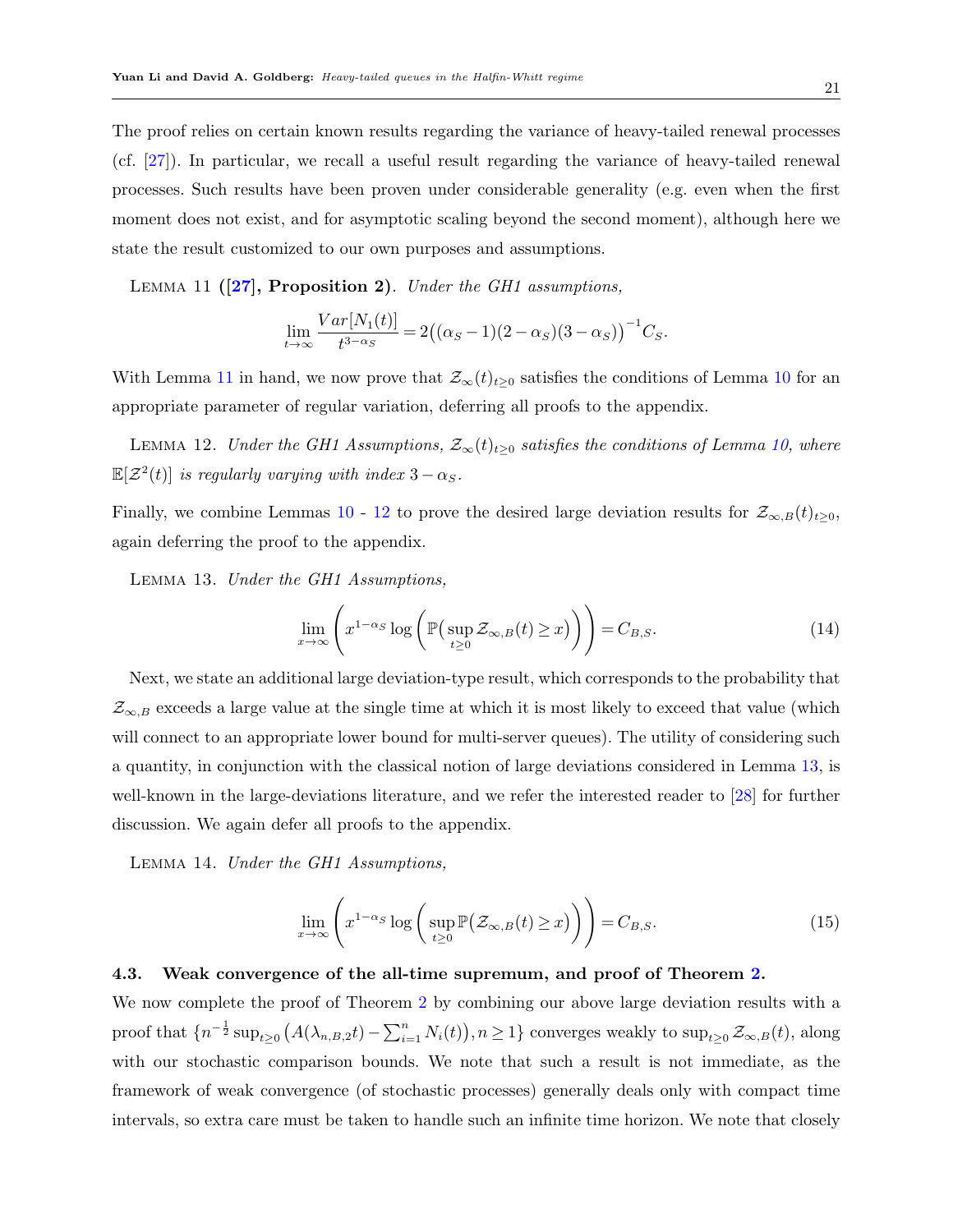The proof relies on certain known results regarding the variance of heavy-tailed renewal processes (cf. [27]). In particular, we recall a useful result regarding the variance of heavy-tailed renewal processes. Such results have been proven under considerable generality (e.g. even when the first moment does not exist, and for asymptotic scaling beyond the second moment), although here we state the result customized to our own purposes and assumptions.

LEMMA 11 (**[27], Proposition 2**). *Under the GH1 assumptions,*

$$\lim_{t\to\infty} \frac{Var[N_1(t)]}{t^{3-\alpha_S}} = 2\big((\alpha_S - 1)(2-\alpha_S)(3-\alpha_S)\big)^{-1} C_S.$$

With Lemma 11 in hand, we now prove that $\mathcal{Z}_\infty(t)_{t\geq 0}$ satisfies the conditions of Lemma 10 for an appropriate parameter of regular variation, deferring all proofs to the appendix.

LEMMA 12. *Under the GH1 Assumptions, $\mathcal{Z}_\infty(t)_{t\geq 0}$ satisfies the conditions of Lemma 10, where $\mathbb{E}[\mathcal{Z}^2(t)]$ is regularly varying with index $3-\alpha_S$.*

Finally, we combine Lemmas 10 - 12 to prove the desired large deviation results for $\mathcal{Z}_{\infty,B}(t)_{t\geq 0}$, again deferring the proof to the appendix.

LEMMA 13. *Under the GH1 Assumptions,*

$$\lim_{x\to\infty} \left( x^{1-\alpha_S} \log\left( \mathbb{P}\big(\sup_{t\geq 0} \mathcal{Z}_{\infty,B}(t) \geq x\big)\right)\right) = C_{B,S}. \tag{14}$$

Next, we state an additional large deviation-type result, which corresponds to the probability that $\mathcal{Z}_{\infty,B}$ exceeds a large value at the single time at which it is most likely to exceed that value (which will connect to an appropriate lower bound for multi-server queues). The utility of considering such a quantity, in conjunction with the classical notion of large deviations considered in Lemma 13, is well-known in the large-deviations literature, and we refer the interested reader to [28] for further discussion. We again defer all proofs to the appendix.

LEMMA 14. *Under the GH1 Assumptions,*

$$\lim_{x\to\infty} \left( x^{1-\alpha_S} \log\left( \sup_{t\geq 0} \mathbb{P}\big(\mathcal{Z}_{\infty,B}(t) \geq x\big)\right)\right) = C_{B,S}. \tag{15}$$

### 4.3. Weak convergence of the all-time supremum, and proof of Theorem 2.

We now complete the proof of Theorem 2 by combining our above large deviation results with a proof that $\{n^{-\frac{1}{2}} \sup_{t\geq 0}\big(A(\lambda_{n,B,2}t) - \sum_{i=1}^n N_i(t)\big), n \geq 1\}$ converges weakly to $\sup_{t\geq 0} \mathcal{Z}_{\infty,B}(t)$, along with our stochastic comparison bounds. We note that such a result is not immediate, as the framework of weak convergence (of stochastic processes) generally deals only with compact time intervals, so extra care must be taken to handle such an infinite time horizon. We note that closely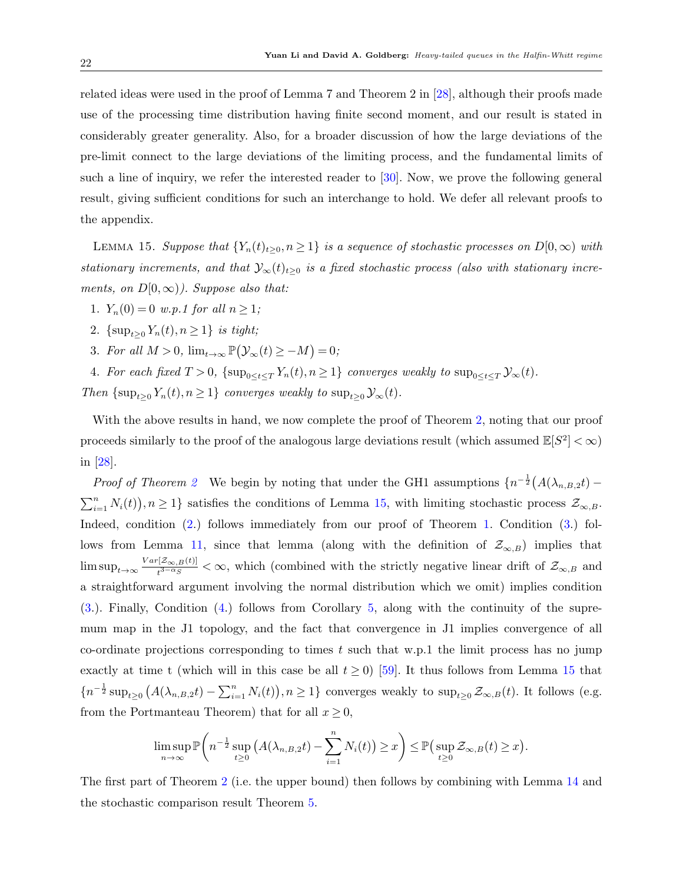related ideas were used in the proof of Lemma 7 and Theorem 2 in [28], although their proofs made use of the processing time distribution having finite second moment, and our result is stated in considerably greater generality. Also, for a broader discussion of how the large deviations of the pre-limit connect to the large deviations of the limiting process, and the fundamental limits of such a line of inquiry, we refer the interested reader to [30]. Now, we prove the following general result, giving sufficient conditions for such an interchange to hold. We defer all relevant proofs to the appendix.

Lemma 15. *Suppose that $\{Y_n(t)_{t\geq 0}, n \geq 1\}$ is a sequence of stochastic processes on $D[0,\infty)$ with stationary increments, and that $\mathcal{Y}_\infty(t)_{t\geq 0}$ is a fixed stochastic process (also with stationary increments, on $D[0,\infty)$). Suppose also that:*

1. *$Y_n(0) = 0$ w.p.1 for all $n \geq 1$;*
2. *$\{\sup_{t\geq 0} Y_n(t), n \geq 1\}$ is tight;*
3. *For all $M > 0$, $\lim_{t\to\infty} \mathbb{P}\big(\mathcal{Y}_\infty(t) \geq -M\big) = 0$;*
4. *For each fixed $T > 0$, $\{\sup_{0\leq t\leq T} Y_n(t), n \geq 1\}$ converges weakly to $\sup_{0\leq t\leq T} \mathcal{Y}_\infty(t)$.*

*Then $\{\sup_{t\geq 0} Y_n(t), n \geq 1\}$ converges weakly to $\sup_{t\geq 0} \mathcal{Y}_\infty(t)$.*

With the above results in hand, we now complete the proof of Theorem 2, noting that our proof proceeds similarly to the proof of the analogous large deviations result (which assumed $\mathbb{E}[S^2] < \infty$) in [28].

*Proof of Theorem 2* We begin by noting that under the GH1 assumptions $\{n^{-\frac{1}{2}}\big(A(\lambda_{n,B,2}t) - \sum_{i=1}^n N_i(t)\big), n \geq 1\}$ satisfies the conditions of Lemma 15, with limiting stochastic process $\mathcal{Z}_{\infty,B}$. Indeed, condition (2.) follows immediately from our proof of Theorem 1. Condition (3.) follows from Lemma 11, since that lemma (along with the definition of $\mathcal{Z}_{\infty,B}$) implies that $\limsup_{t\to\infty} \frac{Var[\mathcal{Z}_{\infty,B}(t)]}{t^{3-\alpha_S}} < \infty$, which (combined with the strictly negative linear drift of $\mathcal{Z}_{\infty,B}$ and a straightforward argument involving the normal distribution which we omit) implies condition (3.). Finally, Condition (4.) follows from Corollary 5, along with the continuity of the supremum map in the J1 topology, and the fact that convergence in J1 implies convergence of all co-ordinate projections corresponding to times $t$ such that w.p.1 the limit process has no jump exactly at time t (which will in this case be all $t \geq 0$) [59]. It thus follows from Lemma 15 that $\{n^{-\frac{1}{2}} \sup_{t\geq 0}\big(A(\lambda_{n,B,2}t) - \sum_{i=1}^n N_i(t)\big), n \geq 1\}$ converges weakly to $\sup_{t\geq 0} \mathcal{Z}_{\infty,B}(t)$. It follows (e.g. from the Portmanteau Theorem) that for all $x \geq 0$,

$$\limsup_{n\to\infty} \mathbb{P}\bigg(n^{-\frac{1}{2}} \sup_{t\geq 0}\big(A(\lambda_{n,B,2}t) - \sum_{i=1}^n N_i(t)\big) \geq x\bigg) \leq \mathbb{P}\big(\sup_{t\geq 0} \mathcal{Z}_{\infty,B}(t) \geq x\big).$$

The first part of Theorem 2 (i.e. the upper bound) then follows by combining with Lemma 14 and the stochastic comparison result Theorem 5.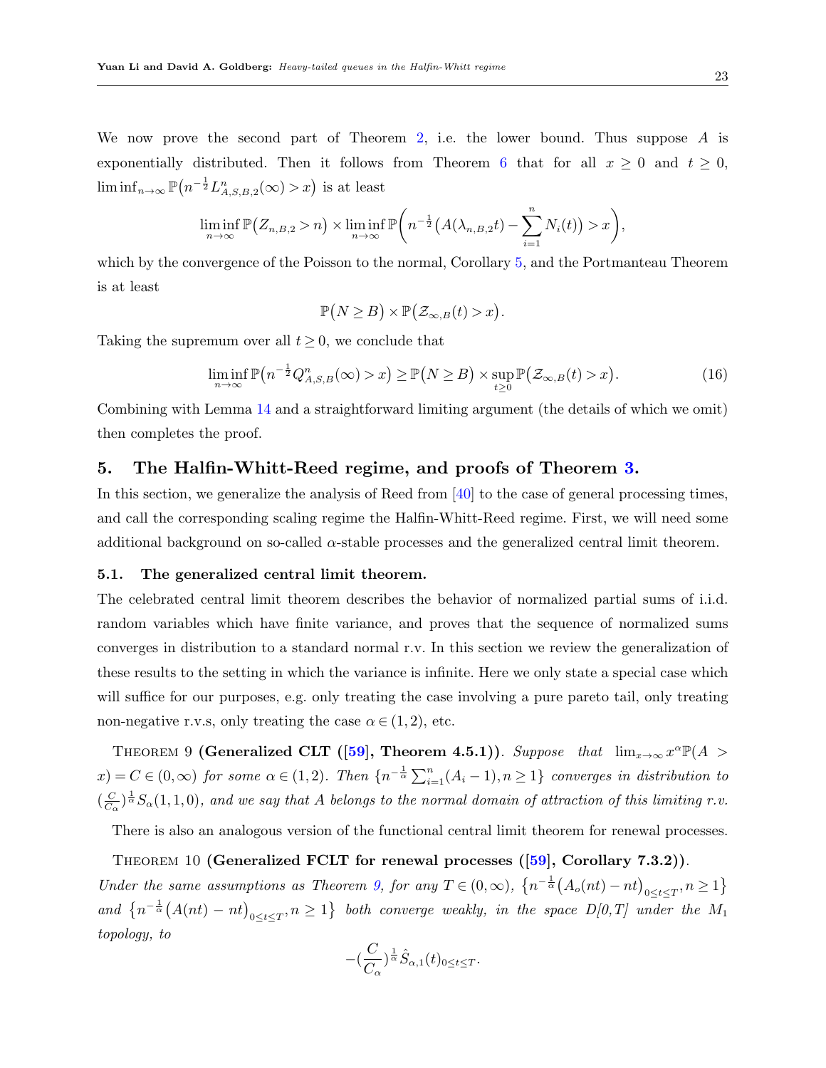We now prove the second part of Theorem 2, i.e. the lower bound. Thus suppose $A$ is exponentially distributed. Then it follows from Theorem 6 that for all $x \geq 0$ and $t \geq 0$, $\liminf_{n\to\infty} \mathbb{P}\big(n^{-\frac{1}{2}} L^n_{A,S,B,2}(\infty) > x\big)$ is at least

$$\liminf_{n\to\infty} \mathbb{P}\big(Z_{n,B,2} > n\big) \times \liminf_{n\to\infty} \mathbb{P}\Bigg(n^{-\frac{1}{2}}\big(A(\lambda_{n,B,2}t) - \sum_{i=1}^{n} N_i(t)\big) > x\Bigg),$$

which by the convergence of the Poisson to the normal, Corollary 5, and the Portmanteau Theorem is at least

$$\mathbb{P}\big(N \geq B\big) \times \mathbb{P}\big(\mathcal{Z}_{\infty,B}(t) > x\big).$$

Taking the supremum over all $t \geq 0$, we conclude that

$$\liminf_{n\to\infty} \mathbb{P}\big(n^{-\frac{1}{2}} Q^n_{A,S,B}(\infty) > x\big) \geq \mathbb{P}\big(N \geq B\big) \times \sup_{t\geq 0} \mathbb{P}\big(\mathcal{Z}_{\infty,B}(t) > x\big). \tag{16}$$

Combining with Lemma 14 and a straightforward limiting argument (the details of which we omit) then completes the proof.

## 5. The Halfin-Whitt-Reed regime, and proofs of Theorem 3.

In this section, we generalize the analysis of Reed from [40] to the case of general processing times, and call the corresponding scaling regime the Halfin-Whitt-Reed regime. First, we will need some additional background on so-called $\alpha$-stable processes and the generalized central limit theorem.

### 5.1. The generalized central limit theorem.

The celebrated central limit theorem describes the behavior of normalized partial sums of i.i.d. random variables which have finite variance, and proves that the sequence of normalized sums converges in distribution to a standard normal r.v. In this section we review the generalization of these results to the setting in which the variance is infinite. Here we only state a special case which will suffice for our purposes, e.g. only treating the case involving a pure pareto tail, only treating non-negative r.v.s, only treating the case $\alpha \in (1,2)$, etc.

Theorem 9 **(Generalized CLT ([59], Theorem 4.5.1))**. *Suppose that* $\lim_{x\to\infty} x^{\alpha}\mathbb{P}(A > x) = C \in (0,\infty)$ *for some* $\alpha \in (1,2)$. *Then* $\{n^{-\frac{1}{\alpha}}\sum_{i=1}^{n}(A_i - 1), n \geq 1\}$ *converges in distribution to* $(\frac{C}{C_\alpha})^{\frac{1}{\alpha}} S_\alpha(1,1,0)$, *and we say that* $A$ *belongs to the normal domain of attraction of this limiting r.v.*

There is also an analogous version of the functional central limit theorem for renewal processes.

Theorem 10 **(Generalized FCLT for renewal processes ([59], Corollary 7.3.2))**. *Under the same assumptions as Theorem 9, for any* $T \in (0,\infty)$, $\big\{n^{-\frac{1}{\alpha}}\big(A_o(nt) - nt\big)_{0\leq t\leq T}, n \geq 1\big\}$ *and* $\big\{n^{-\frac{1}{\alpha}}\big(A(nt) - nt\big)_{0\leq t\leq T}, n \geq 1\big\}$ *both converge weakly, in the space D[0,T] under the* $M_1$ *topology, to*

$$-(\frac{C}{C_\alpha})^{\frac{1}{\alpha}} \hat{S}_{\alpha,1}(t)_{0\leq t\leq T}.$$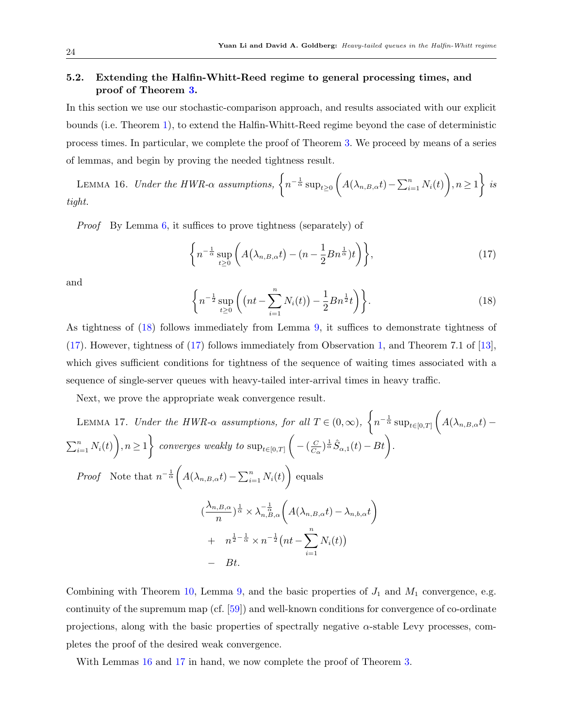### 5.2. Extending the Halfin-Whitt-Reed regime to general processing times, and proof of Theorem 3.

In this section we use our stochastic-comparison approach, and results associated with our explicit bounds (i.e. Theorem 1), to extend the Halfin-Whitt-Reed regime beyond the case of deterministic process times. In particular, we complete the proof of Theorem 3. We proceed by means of a series of lemmas, and begin by proving the needed tightness result.

LEMMA 16. *Under the HWR-$\alpha$ assumptions, $\left\{n^{-\frac{1}{\alpha}}\sup_{t\geq 0}\left(A(\lambda_{n,B,\alpha}t)-\sum_{i=1}^{n}N_i(t)\right), n\geq 1\right\}$ is tight.*

*Proof* By Lemma 6, it suffices to prove tightness (separately) of

$$\left\{n^{-\frac{1}{\alpha}}\sup_{t\geq 0}\left(A\big(\lambda_{n,B,\alpha}t\big)-(n-\frac{1}{2}Bn^{\frac{1}{\alpha}})t\right)\right\}, \tag{17}$$

and

$$\left\{n^{-\frac{1}{2}}\sup_{t\geq 0}\left(\big(nt-\sum_{i=1}^{n}N_i(t)\big)-\frac{1}{2}Bn^{\frac{1}{2}}t\right)\right\}. \tag{18}$$

As tightness of (18) follows immediately from Lemma 9, it suffices to demonstrate tightness of (17). However, tightness of (17) follows immediately from Observation 1, and Theorem 7.1 of [13], which gives sufficient conditions for tightness of the sequence of waiting times associated with a sequence of single-server queues with heavy-tailed inter-arrival times in heavy traffic.

Next, we prove the appropriate weak convergence result.

LEMMA 17. *Under the HWR-$\alpha$ assumptions, for all $T\in(0,\infty)$, $\left\{n^{-\frac{1}{\alpha}}\sup_{t\in[0,T]}\left(A(\lambda_{n,B,\alpha}t)-\sum_{i=1}^{n}N_i(t)\right), n\geq 1\right\}$ converges weakly to $\sup_{t\in[0,T]}\left(-(\frac{C}{C_\alpha})^{\frac{1}{\alpha}}\hat{S}_{\alpha,1}(t)-Bt\right)$.*

*Proof* Note that $n^{-\frac{1}{\alpha}}\left(A(\lambda_{n,B,\alpha}t)-\sum_{i=1}^{n}N_i(t)\right)$ equals

$$
\begin{aligned}
&(\frac{\lambda_{n,B,\alpha}}{n})^{\frac{1}{\alpha}}\times\lambda_{n,B,\alpha}^{-\frac{1}{\alpha}}\left(A(\lambda_{n,B,\alpha}t)-\lambda_{n,b,\alpha}t\right)\\
&+\quad n^{\frac{1}{2}-\frac{1}{\alpha}}\times n^{-\frac{1}{2}}\big(nt-\sum_{i=1}^{n}N_i(t)\big)\\
&-\quad Bt.
\end{aligned}
$$

Combining with Theorem 10, Lemma 9, and the basic properties of $J_1$ and $M_1$ convergence, e.g. continuity of the supremum map (cf. [59]) and well-known conditions for convergence of co-ordinate projections, along with the basic properties of spectrally negative $\alpha$-stable Levy processes, completes the proof of the desired weak convergence.

With Lemmas 16 and 17 in hand, we now complete the proof of Theorem 3.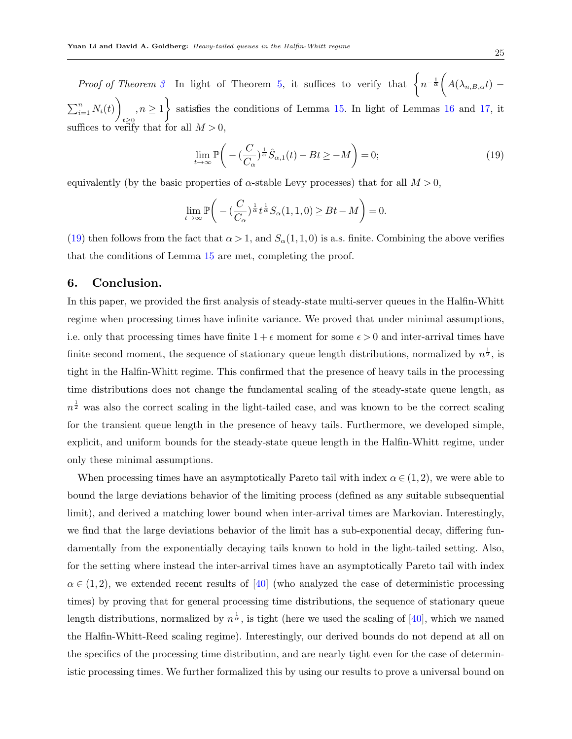*Proof of Theorem 3* In light of Theorem 5, it suffices to verify that $\left\{n^{-\frac{1}{\alpha}}\left(A(\lambda_{n,B,\alpha}t) - \sum_{i=1}^{n} N_i(t)\right)_{t\geq 0}, n \geq 1\right\}$ satisfies the conditions of Lemma 15. In light of Lemmas 16 and 17, it suffices to verify that for all $M > 0$,

$$\lim_{t\to\infty} \mathbb{P}\bigg( -(\frac{C}{C_\alpha})^{\frac{1}{\alpha}} \hat{S}_{\alpha,1}(t) - Bt \geq -M \bigg) = 0; \tag{19}$$

equivalently (by the basic properties of $\alpha$-stable Levy processes) that for all $M > 0$,

$$\lim_{t\to\infty} \mathbb{P}\bigg( -(\frac{C}{C_\alpha})^{\frac{1}{\alpha}} t^{\frac{1}{\alpha}} S_\alpha(1,1,0) \geq Bt - M \bigg) = 0.$$

(19) then follows from the fact that $\alpha > 1$, and $S_\alpha(1,1,0)$ is a.s. finite. Combining the above verifies that the conditions of Lemma 15 are met, completing the proof.

## 6. Conclusion.

In this paper, we provided the first analysis of steady-state multi-server queues in the Halfin-Whitt regime when processing times have infinite variance. We proved that under minimal assumptions, i.e. only that processing times have finite $1+\epsilon$ moment for some $\epsilon > 0$ and inter-arrival times have finite second moment, the sequence of stationary queue length distributions, normalized by $n^{\frac{1}{2}}$, is tight in the Halfin-Whitt regime. This confirmed that the presence of heavy tails in the processing time distributions does not change the fundamental scaling of the steady-state queue length, as $n^{\frac{1}{2}}$ was also the correct scaling in the light-tailed case, and was known to be the correct scaling for the transient queue length in the presence of heavy tails. Furthermore, we developed simple, explicit, and uniform bounds for the steady-state queue length in the Halfin-Whitt regime, under only these minimal assumptions.

When processing times have an asymptotically Pareto tail with index $\alpha \in (1,2)$, we were able to bound the large deviations behavior of the limiting process (defined as any suitable subsequential limit), and derived a matching lower bound when inter-arrival times are Markovian. Interestingly, we find that the large deviations behavior of the limit has a sub-exponential decay, differing fundamentally from the exponentially decaying tails known to hold in the light-tailed setting. Also, for the setting where instead the inter-arrival times have an asymptotically Pareto tail with index $\alpha \in (1,2)$, we extended recent results of [40] (who analyzed the case of deterministic processing times) by proving that for general processing time distributions, the sequence of stationary queue length distributions, normalized by $n^{\frac{1}{\alpha}}$, is tight (here we used the scaling of [40], which we named the Halfin-Whitt-Reed scaling regime). Interestingly, our derived bounds do not depend at all on the specifics of the processing time distribution, and are nearly tight even for the case of deterministic processing times. We further formalized this by using our results to prove a universal bound on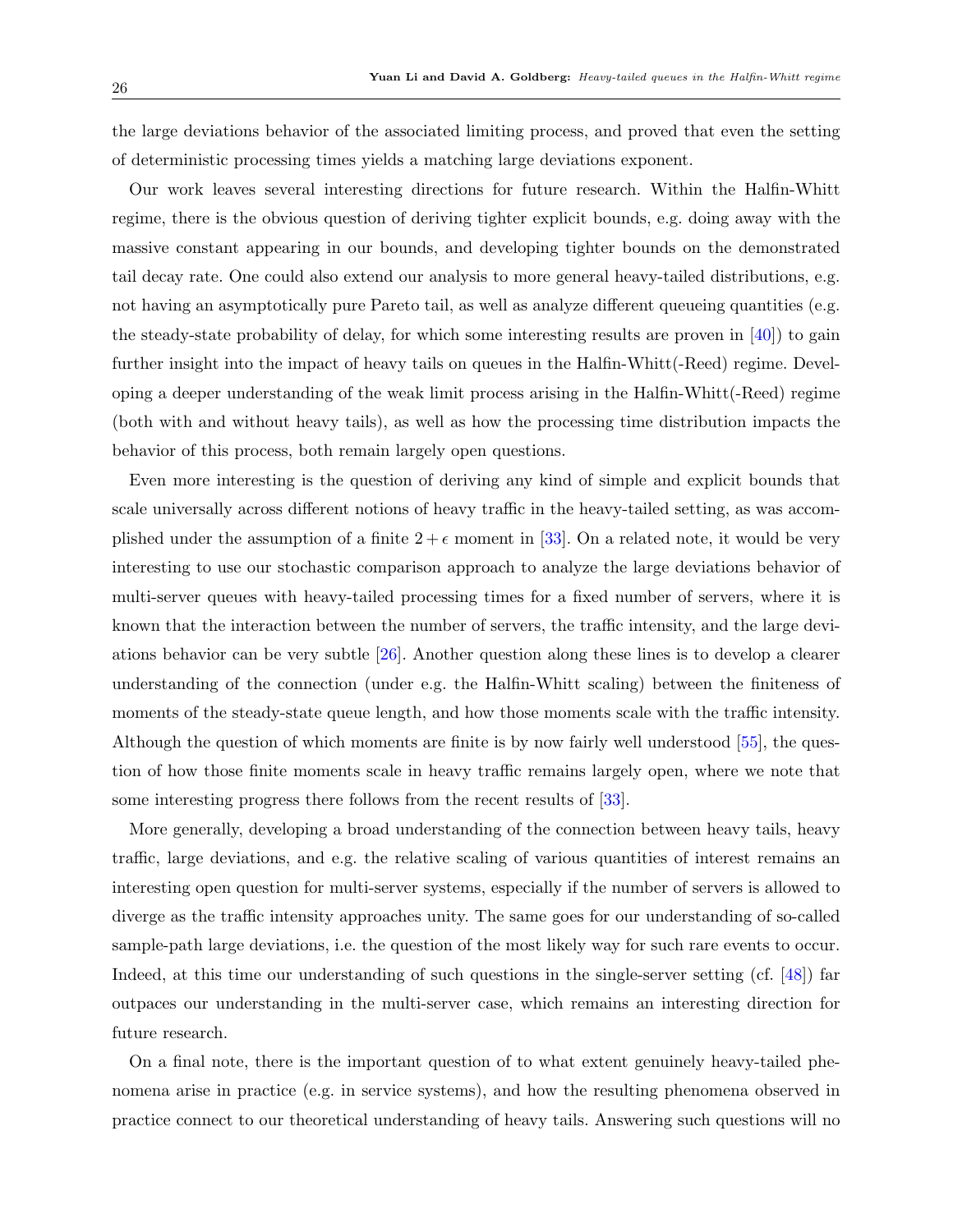the large deviations behavior of the associated limiting process, and proved that even the setting of deterministic processing times yields a matching large deviations exponent.

Our work leaves several interesting directions for future research. Within the Halfin-Whitt regime, there is the obvious question of deriving tighter explicit bounds, e.g. doing away with the massive constant appearing in our bounds, and developing tighter bounds on the demonstrated tail decay rate. One could also extend our analysis to more general heavy-tailed distributions, e.g. not having an asymptotically pure Pareto tail, as well as analyze different queueing quantities (e.g. the steady-state probability of delay, for which some interesting results are proven in [40]) to gain further insight into the impact of heavy tails on queues in the Halfin-Whitt(-Reed) regime. Developing a deeper understanding of the weak limit process arising in the Halfin-Whitt(-Reed) regime (both with and without heavy tails), as well as how the processing time distribution impacts the behavior of this process, both remain largely open questions.

Even more interesting is the question of deriving any kind of simple and explicit bounds that scale universally across different notions of heavy traffic in the heavy-tailed setting, as was accomplished under the assumption of a finite $2+\epsilon$ moment in [33]. On a related note, it would be very interesting to use our stochastic comparison approach to analyze the large deviations behavior of multi-server queues with heavy-tailed processing times for a fixed number of servers, where it is known that the interaction between the number of servers, the traffic intensity, and the large deviations behavior can be very subtle [26]. Another question along these lines is to develop a clearer understanding of the connection (under e.g. the Halfin-Whitt scaling) between the finiteness of moments of the steady-state queue length, and how those moments scale with the traffic intensity. Although the question of which moments are finite is by now fairly well understood [55], the question of how those finite moments scale in heavy traffic remains largely open, where we note that some interesting progress there follows from the recent results of [33].

More generally, developing a broad understanding of the connection between heavy tails, heavy traffic, large deviations, and e.g. the relative scaling of various quantities of interest remains an interesting open question for multi-server systems, especially if the number of servers is allowed to diverge as the traffic intensity approaches unity. The same goes for our understanding of so-called sample-path large deviations, i.e. the question of the most likely way for such rare events to occur. Indeed, at this time our understanding of such questions in the single-server setting (cf. [48]) far outpaces our understanding in the multi-server case, which remains an interesting direction for future research.

On a final note, there is the important question of to what extent genuinely heavy-tailed phenomena arise in practice (e.g. in service systems), and how the resulting phenomena observed in practice connect to our theoretical understanding of heavy tails. Answering such questions will no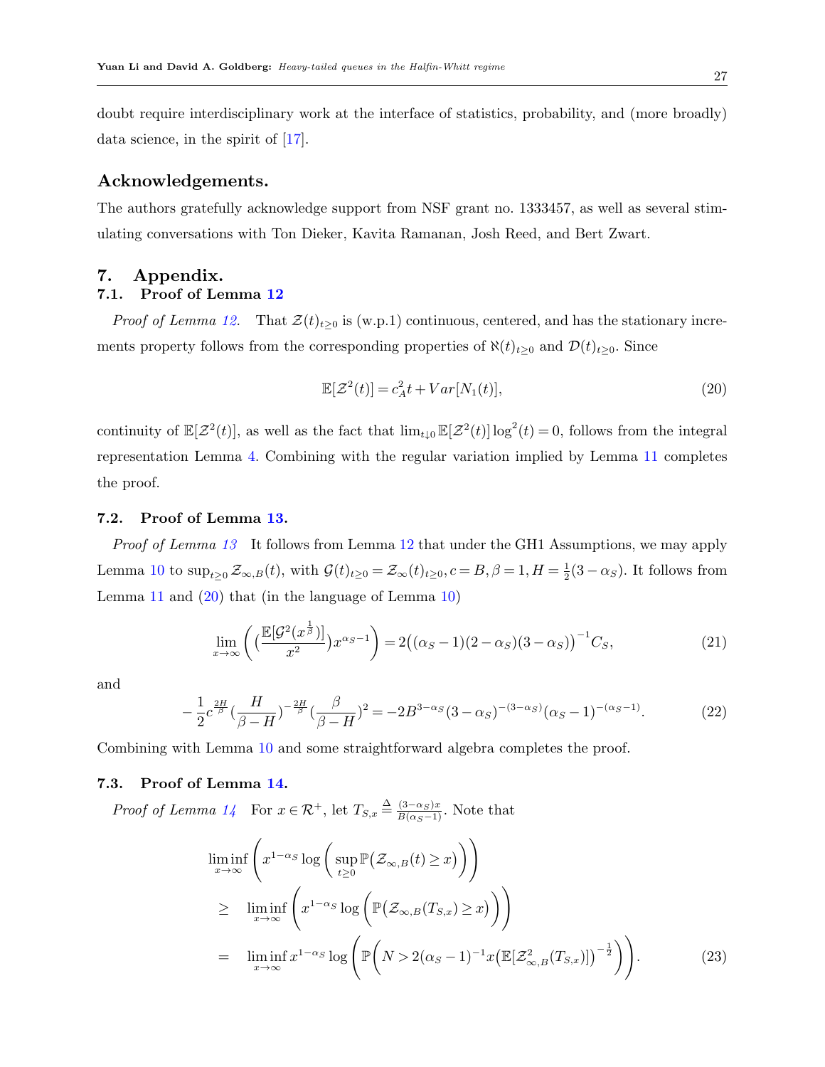doubt require interdisciplinary work at the interface of statistics, probability, and (more broadly) data science, in the spirit of [17].

## Acknowledgements.

The authors gratefully acknowledge support from NSF grant no. 1333457, as well as several stimulating conversations with Ton Dieker, Kavita Ramanan, Josh Reed, and Bert Zwart.

## 7. Appendix.

### 7.1. Proof of Lemma 12

*Proof of Lemma 12.* That $\mathcal{Z}(t)_{t\geq 0}$ is (w.p.1) continuous, centered, and has the stationary increments property follows from the corresponding properties of $\aleph(t)_{t\geq 0}$ and $\mathcal{D}(t)_{t\geq 0}$. Since

$$\mathbb{E}[\mathcal{Z}^2(t)] = c_A^2 t + Var[N_1(t)], \tag{20}$$

continuity of $\mathbb{E}[\mathcal{Z}^2(t)]$, as well as the fact that $\lim_{t\downarrow 0}\mathbb{E}[\mathcal{Z}^2(t)]\log^2(t) = 0$, follows from the integral representation Lemma 4. Combining with the regular variation implied by Lemma 11 completes the proof.

### 7.2. Proof of Lemma 13.

*Proof of Lemma 13* It follows from Lemma 12 that under the GH1 Assumptions, we may apply Lemma 10 to $\sup_{t\geq 0}\mathcal{Z}_{\infty,B}(t)$, with $\mathcal{G}(t)_{t\geq 0} = \mathcal{Z}_\infty(t)_{t\geq 0}, c = B, \beta = 1, H = \frac{1}{2}(3-\alpha_S)$. It follows from Lemma 11 and (20) that (in the language of Lemma 10)

$$\lim_{x\to\infty}\Bigg(\big(\frac{\mathbb{E}[\mathcal{G}^2(x^{\frac{1}{\beta}})]}{x^2}\big)x^{\alpha_S - 1}\Bigg) = 2\big((\alpha_S-1)(2-\alpha_S)(3-\alpha_S)\big)^{-1}C_S, \tag{21}$$

and

$$-\frac{1}{2}c^{\frac{2H}{\beta}}\big(\frac{H}{\beta-H}\big)^{-\frac{2H}{\beta}}\big(\frac{\beta}{\beta-H}\big)^2 = -2B^{3-\alpha_S}(3-\alpha_S)^{-(3-\alpha_S)}(\alpha_S-1)^{-(\alpha_S-1)}. \tag{22}$$

Combining with Lemma 10 and some straightforward algebra completes the proof.

### 7.3. Proof of Lemma 14.

*Proof of Lemma 14* For $x\in\mathcal{R}^+$, let $T_{S,x}\overset{\Delta}{=}\frac{(3-\alpha_S)x}{B(\alpha_S-1)}$. Note that

$$\begin{aligned}
&\liminf_{x\to\infty}\Bigg(x^{1-\alpha_S}\log\Bigg(\sup_{t\geq 0}\mathbb{P}\big(\mathcal{Z}_{\infty,B}(t)\geq x\big)\Bigg)\Bigg)\\
\geq\quad &\liminf_{x\to\infty}\Bigg(x^{1-\alpha_S}\log\Bigg(\mathbb{P}\big(\mathcal{Z}_{\infty,B}(T_{S,x})\geq x\big)\Bigg)\Bigg)\\
=\quad &\liminf_{x\to\infty}x^{1-\alpha_S}\log\Bigg(\mathbb{P}\Bigg(N > 2(\alpha_S-1)^{-1}x\big(\mathbb{E}[\mathcal{Z}^2_{\infty,B}(T_{S,x})]\big)^{-\frac{1}{2}}\Bigg)\Bigg).
\end{aligned} \tag{23}$$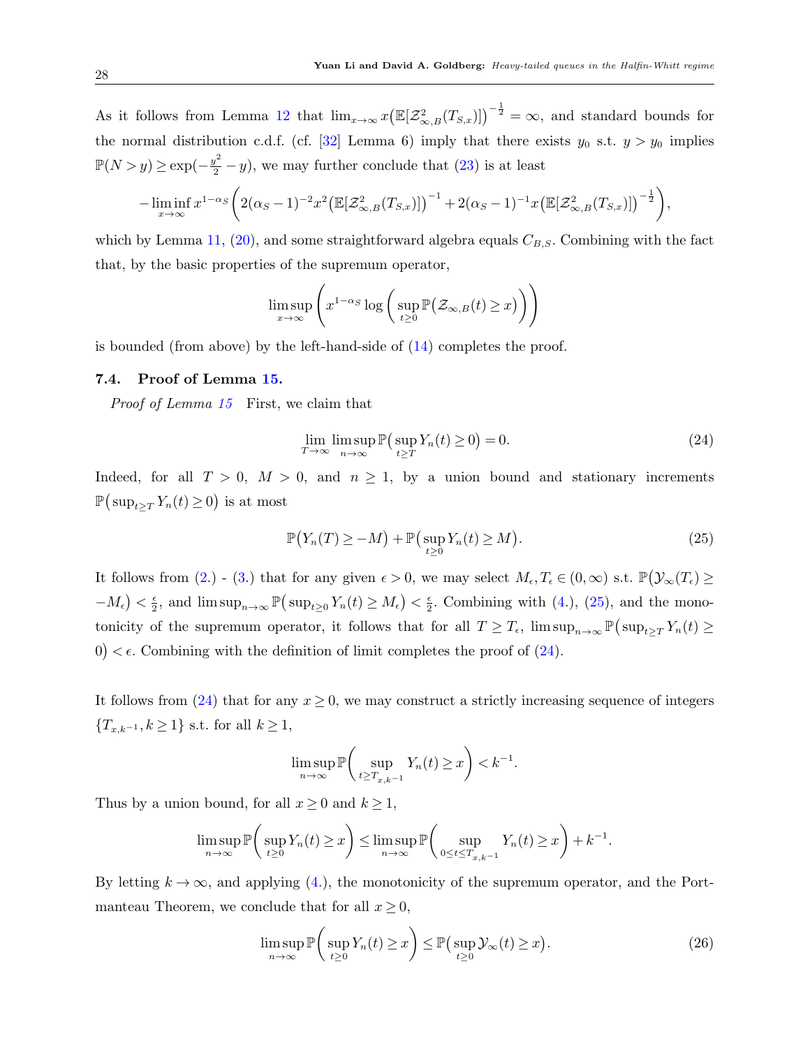As it follows from Lemma 12 that $\lim_{x\to\infty} x\big(\mathbb{E}[\mathcal{Z}^2_{\infty,B}(T_{S,x})]\big)^{-\frac{1}{2}} = \infty$, and standard bounds for the normal distribution c.d.f. (cf. [32] Lemma 6) imply that there exists $y_0$ s.t. $y > y_0$ implies $\mathbb{P}(N > y) \geq \exp(-\frac{y^2}{2} - y)$, we may further conclude that (23) is at least

$$-\liminf_{x\to\infty} x^{1-\alpha_S}\left(2(\alpha_S-1)^{-2}x^2\big(\mathbb{E}[\mathcal{Z}^2_{\infty,B}(T_{S,x})]\big)^{-1} + 2(\alpha_S-1)^{-1}x\big(\mathbb{E}[\mathcal{Z}^2_{\infty,B}(T_{S,x})]\big)^{-\frac{1}{2}}\right),$$

which by Lemma 11, (20), and some straightforward algebra equals $C_{B,S}$. Combining with the fact that, by the basic properties of the supremum operator,

$$\limsup_{x\to\infty}\left(x^{1-\alpha_S}\log\left(\sup_{t\geq 0}\mathbb{P}\big(\mathcal{Z}_{\infty,B}(t)\geq x\big)\right)\right)$$

is bounded (from above) by the left-hand-side of (14) completes the proof.

### 7.4. Proof of Lemma 15.

*Proof of Lemma 15* First, we claim that

$$\lim_{T\to\infty}\limsup_{n\to\infty}\mathbb{P}\big(\sup_{t\geq T} Y_n(t)\geq 0\big) = 0. \tag{24}$$

Indeed, for all $T > 0$, $M > 0$, and $n \geq 1$, by a union bound and stationary increments $\mathbb{P}\big(\sup_{t\geq T} Y_n(t)\geq 0\big)$ is at most

$$\mathbb{P}\big(Y_n(T)\geq -M\big) + \mathbb{P}\big(\sup_{t\geq 0} Y_n(t)\geq M\big). \tag{25}$$

It follows from (2.) - (3.) that for any given $\epsilon > 0$, we may select $M_\epsilon, T_\epsilon \in (0,\infty)$ s.t. $\mathbb{P}\big(\mathcal{Y}_\infty(T_\epsilon)\geq -M_\epsilon\big) < \frac{\epsilon}{2}$, and $\limsup_{n\to\infty}\mathbb{P}\big(\sup_{t\geq 0} Y_n(t)\geq M_\epsilon\big) < \frac{\epsilon}{2}$. Combining with (4.), (25), and the monotonicity of the supremum operator, it follows that for all $T \geq T_\epsilon$, $\limsup_{n\to\infty}\mathbb{P}\big(\sup_{t\geq T} Y_n(t)\geq 0\big) < \epsilon$. Combining with the definition of limit completes the proof of (24).

It follows from (24) that for any $x \geq 0$, we may construct a strictly increasing sequence of integers $\{T_{x,k^{-1}}, k\geq 1\}$ s.t. for all $k \geq 1$,

$$\limsup_{n\to\infty}\mathbb{P}\left(\sup_{t\geq T_{x,k^{-1}}} Y_n(t)\geq x\right) < k^{-1}.$$

Thus by a union bound, for all $x \geq 0$ and $k \geq 1$,

$$\limsup_{n\to\infty}\mathbb{P}\left(\sup_{t\geq 0} Y_n(t)\geq x\right) \leq \limsup_{n\to\infty}\mathbb{P}\left(\sup_{0\leq t\leq T_{x,k^{-1}}} Y_n(t)\geq x\right) + k^{-1}.$$

By letting $k\to\infty$, and applying (4.), the monotonicity of the supremum operator, and the Portmanteau Theorem, we conclude that for all $x \geq 0$,

$$\limsup_{n\to\infty}\mathbb{P}\left(\sup_{t\geq 0} Y_n(t)\geq x\right) \leq \mathbb{P}\big(\sup_{t\geq 0}\mathcal{Y}_\infty(t)\geq x\big). \tag{26}$$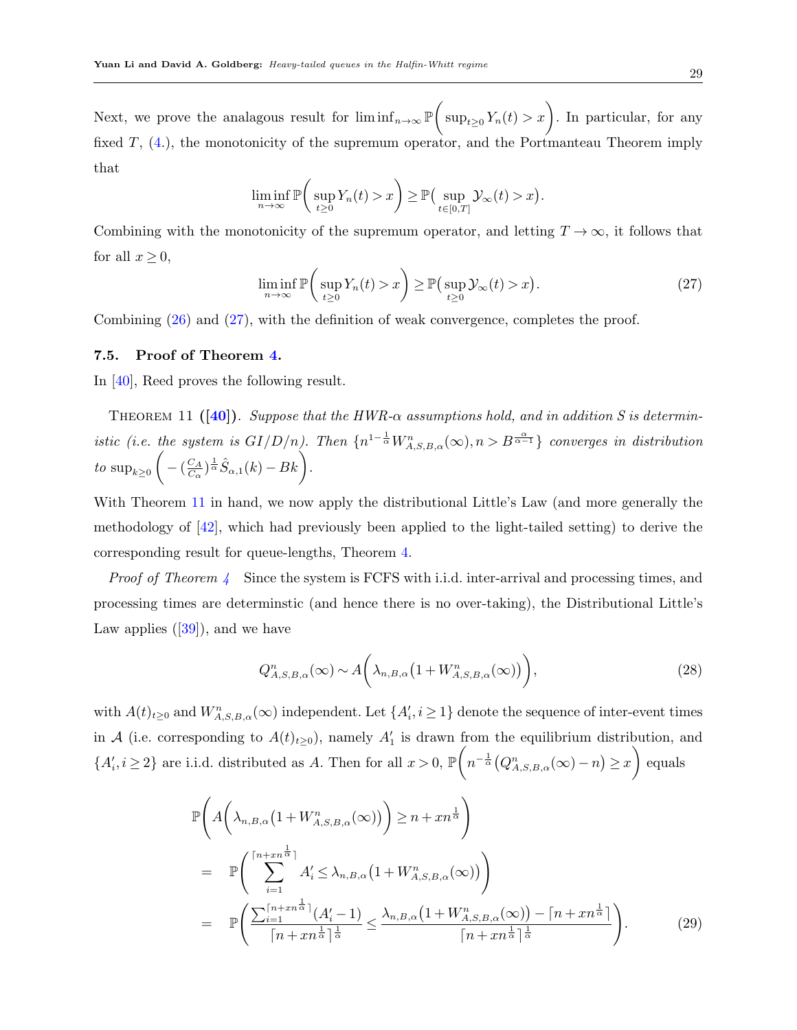Next, we prove the analagous result for $\liminf_{n\to\infty} \mathbb{P}\bigg(\sup_{t\geq 0} Y_n(t) > x\bigg)$. In particular, for any fixed $T$, (4.), the monotonicity of the supremum operator, and the Portmanteau Theorem imply that

$$\liminf_{n\to\infty} \mathbb{P}\bigg(\sup_{t\geq 0} Y_n(t) > x\bigg) \geq \mathbb{P}\big(\sup_{t\in[0,T]} \mathcal{Y}_\infty(t) > x\big).$$

Combining with the monotonicity of the supremum operator, and letting $T\to\infty$, it follows that for all $x\geq 0$,

$$\liminf_{n\to\infty} \mathbb{P}\bigg(\sup_{t\geq 0} Y_n(t) > x\bigg) \geq \mathbb{P}\big(\sup_{t\geq 0} \mathcal{Y}_\infty(t) > x\big). \tag{27}$$

Combining (26) and (27), with the definition of weak convergence, completes the proof.

### 7.5. Proof of Theorem 4.

In [40], Reed proves the following result.

Theorem 11 **([40])**. *Suppose that the HWR-$\alpha$ assumptions hold, and in addition $S$ is deterministic (i.e. the system is GI/D/n). Then $\{n^{1-\frac{1}{\alpha}} W^n_{A,S,B,\alpha}(\infty), n > B^{\frac{\alpha}{\alpha-1}}\}$ converges in distribution to* $\sup_{k\geq 0}\bigg(-(\frac{C_A}{C_\alpha})^{\frac{1}{\alpha}}\hat{S}_{\alpha,1}(k) - Bk\bigg)$.

With Theorem 11 in hand, we now apply the distributional Little's Law (and more generally the methodology of [42], which had previously been applied to the light-tailed setting) to derive the corresponding result for queue-lengths, Theorem 4.

*Proof of Theorem 4* Since the system is FCFS with i.i.d. inter-arrival and processing times, and processing times are determinstic (and hence there is no over-taking), the Distributional Little's Law applies ([39]), and we have

$$Q^n_{A,S,B,\alpha}(\infty) \sim A\bigg(\lambda_{n,B,\alpha}\big(1 + W^n_{A,S,B,\alpha}(\infty)\big)\bigg), \tag{28}$$

with $A(t)_{t\geq 0}$ and $W^n_{A,S,B,\alpha}(\infty)$ independent. Let $\{A'_i, i\geq 1\}$ denote the sequence of inter-event times in $\mathcal{A}$ (i.e. corresponding to $A(t)_{t\geq 0}$), namely $A'_1$ is drawn from the equilibrium distribution, and $\{A'_i, i\geq 2\}$ are i.i.d. distributed as $A$. Then for all $x>0$, $\mathbb{P}\bigg(n^{-\frac{1}{\alpha}}\big(Q^n_{A,S,B,\alpha}(\infty) - n\big) \geq x\bigg)$ equals

$$\begin{aligned}
&\mathbb{P}\Bigg(A\bigg(\lambda_{n,B,\alpha}\big(1 + W^n_{A,S,B,\alpha}(\infty)\big)\bigg) \geq n + xn^{\frac{1}{\alpha}}\Bigg) \\
&= \quad \mathbb{P}\Bigg(\sum_{i=1}^{\lceil n+xn^{\frac{1}{\alpha}}\rceil} A'_i \leq \lambda_{n,B,\alpha}\big(1 + W^n_{A,S,B,\alpha}(\infty)\big)\Bigg) \\
&= \quad \mathbb{P}\Bigg(\frac{\sum_{i=1}^{\lceil n+xn^{\frac{1}{\alpha}}\rceil}(A'_i - 1)}{\lceil n+xn^{\frac{1}{\alpha}}\rceil^{\frac{1}{\alpha}}} \leq \frac{\lambda_{n,B,\alpha}\big(1 + W^n_{A,S,B,\alpha}(\infty)\big) - \lceil n+xn^{\frac{1}{\alpha}}\rceil}{\lceil n+xn^{\frac{1}{\alpha}}\rceil^{\frac{1}{\alpha}}}\Bigg).
\end{aligned} \tag{29}$$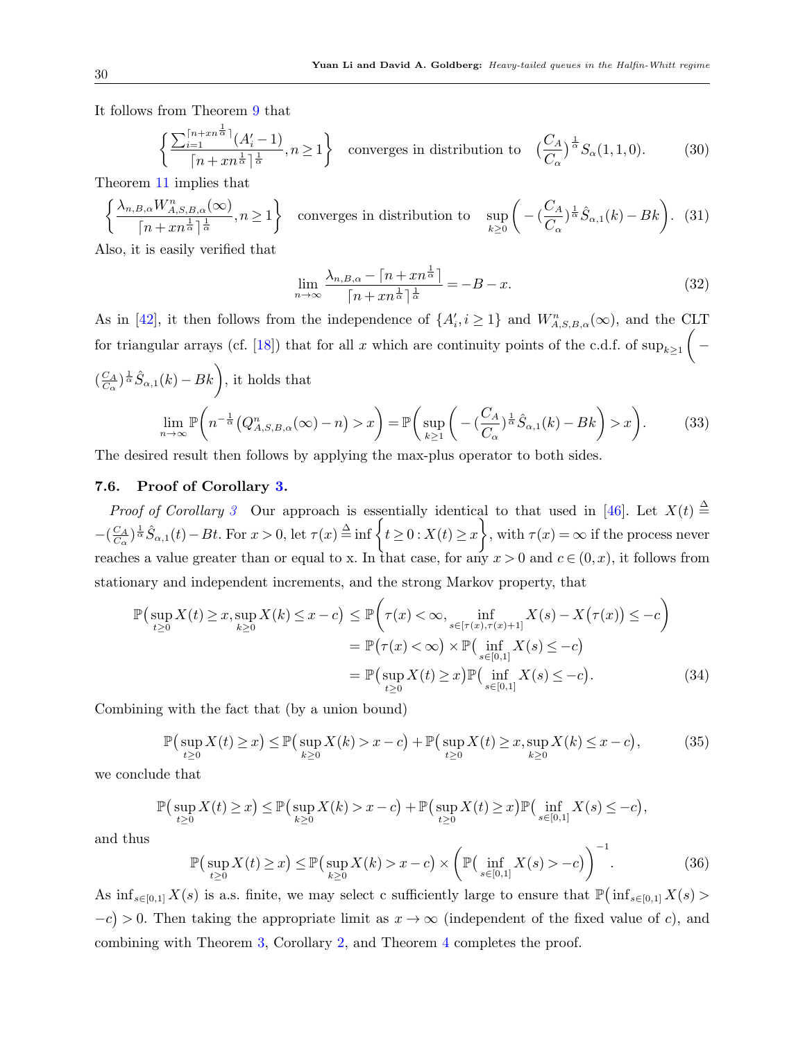It follows from Theorem 9 that

$$\left\{ \frac{\sum_{i=1}^{\lceil n+xn^{\frac{1}{\alpha}} \rceil}(A_i'-1)}{\lceil n+xn^{\frac{1}{\alpha}} \rceil^{\frac{1}{\alpha}}}, n \geq 1 \right\} \quad \text{converges in distribution to} \quad (\frac{C_A}{C_\alpha})^{\frac{1}{\alpha}} S_\alpha(1,1,0). \tag{30}$$

Theorem 11 implies that

$$\left\{ \frac{\lambda_{n,B,\alpha} W^n_{A,S,B,\alpha}(\infty)}{\lceil n+xn^{\frac{1}{\alpha}} \rceil^{\frac{1}{\alpha}}}, n \geq 1 \right\} \quad \text{converges in distribution to} \quad \sup_{k\geq 0}\left( -(\frac{C_A}{C_\alpha})^{\frac{1}{\alpha}} \hat{S}_{\alpha,1}(k) - Bk \right). \tag{31}$$

Also, it is easily verified that

$$\lim_{n\to\infty} \frac{\lambda_{n,B,\alpha} - \lceil n+xn^{\frac{1}{\alpha}} \rceil}{\lceil n+xn^{\frac{1}{\alpha}} \rceil^{\frac{1}{\alpha}}} = -B - x. \tag{32}$$

As in [42], it then follows from the independence of $\{A_i', i \geq 1\}$ and $W^n_{A,S,B,\alpha}(\infty)$, and the CLT for triangular arrays (cf. [18]) that for all $x$ which are continuity points of the c.d.f. of $\sup_{k\geq 1}\left( -(\frac{C_A}{C_\alpha})^{\frac{1}{\alpha}} \hat{S}_{\alpha,1}(k) - Bk \right)$, it holds that

$$\lim_{n\to\infty} \mathbb{P}\left( n^{-\frac{1}{\alpha}}\left(Q^n_{A,S,B,\alpha}(\infty) - n\right) > x \right) = \mathbb{P}\left( \sup_{k\geq 1}\left( -(\frac{C_A}{C_\alpha})^{\frac{1}{\alpha}} \hat{S}_{\alpha,1}(k) - Bk \right) > x \right). \tag{33}$$

The desired result then follows by applying the max-plus operator to both sides.

### 7.6. Proof of Corollary 3.

*Proof of Corollary 3* Our approach is essentially identical to that used in [46]. Let $X(t) \stackrel{\Delta}{=} -(\frac{C_A}{C_\alpha})^{\frac{1}{\alpha}} \hat{S}_{\alpha,1}(t) - Bt$. For $x > 0$, let $\tau(x) \stackrel{\Delta}{=} \inf\left\{ t \geq 0 : X(t) \geq x \right\}$, with $\tau(x) = \infty$ if the process never reaches a value greater than or equal to x. In that case, for any $x > 0$ and $c \in (0, x)$, it follows from stationary and independent increments, and the strong Markov property, that

$$\begin{aligned}
\mathbb{P}\big(\sup_{t\geq 0} X(t) \geq x, \sup_{k\geq 0} X(k) \leq x - c\big) &\leq \mathbb{P}\left( \tau(x) < \infty, \inf_{s\in[\tau(x),\tau(x)+1]} X(s) - X\big(\tau(x)\big) \leq -c \right) \\
&= \mathbb{P}\big(\tau(x) < \infty\big) \times \mathbb{P}\big( \inf_{s\in[0,1]} X(s) \leq -c \big) \\
&= \mathbb{P}\big(\sup_{t\geq 0} X(t) \geq x\big) \mathbb{P}\big( \inf_{s\in[0,1]} X(s) \leq -c \big).
\end{aligned} \tag{34}$$

Combining with the fact that (by a union bound)

$$\mathbb{P}\big(\sup_{t\geq 0} X(t) \geq x\big) \leq \mathbb{P}\big(\sup_{k\geq 0} X(k) > x - c\big) + \mathbb{P}\big(\sup_{t\geq 0} X(t) \geq x, \sup_{k\geq 0} X(k) \leq x - c\big), \tag{35}$$

we conclude that

$$\mathbb{P}\big(\sup_{t\geq 0} X(t) \geq x\big) \leq \mathbb{P}\big(\sup_{k\geq 0} X(k) > x - c\big) + \mathbb{P}\big(\sup_{t\geq 0} X(t) \geq x\big) \mathbb{P}\big( \inf_{s\in[0,1]} X(s) \leq -c \big),$$

and thus

$$\mathbb{P}\big(\sup_{t\geq 0} X(t) \geq x\big) \leq \mathbb{P}\big(\sup_{k\geq 0} X(k) > x - c\big) \times \left( \mathbb{P}\big( \inf_{s\in[0,1]} X(s) > -c \big) \right)^{-1}. \tag{36}$$

As $\inf_{s\in[0,1]} X(s)$ is a.s. finite, we may select c sufficiently large to ensure that $\mathbb{P}\big(\inf_{s\in[0,1]} X(s) > -c\big) > 0$. Then taking the appropriate limit as $x \to \infty$ (independent of the fixed value of $c$), and combining with Theorem 3, Corollary 2, and Theorem 4 completes the proof.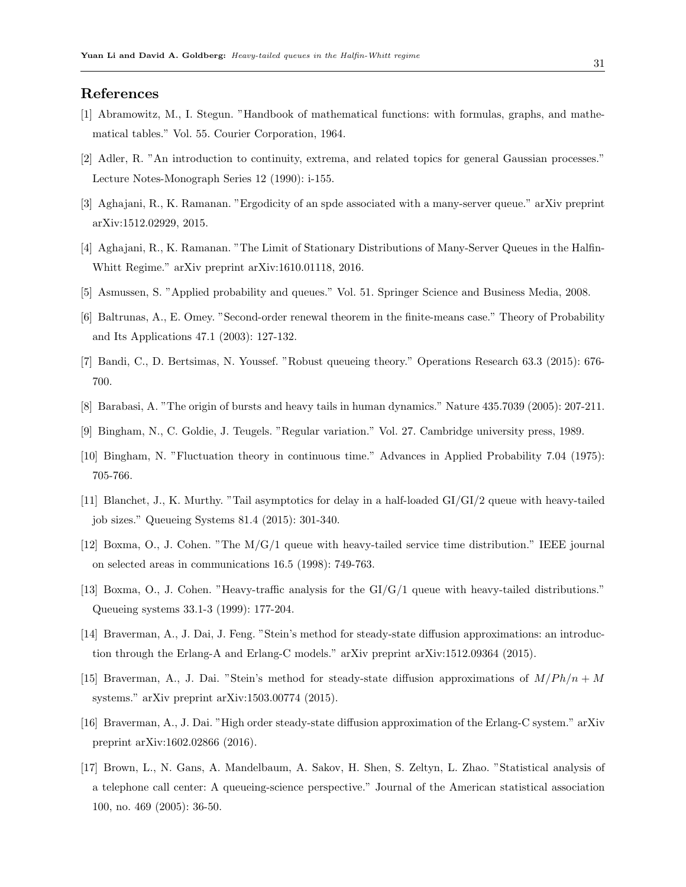## References

[1] Abramowitz, M., I. Stegun. "Handbook of mathematical functions: with formulas, graphs, and mathematical tables." Vol. 55. Courier Corporation, 1964.

[2] Adler, R. "An introduction to continuity, extrema, and related topics for general Gaussian processes." Lecture Notes-Monograph Series 12 (1990): i-155.

[3] Aghajani, R., K. Ramanan. "Ergodicity of an spde associated with a many-server queue." arXiv preprint arXiv:1512.02929, 2015.

[4] Aghajani, R., K. Ramanan. "The Limit of Stationary Distributions of Many-Server Queues in the Halfin-Whitt Regime." arXiv preprint arXiv:1610.01118, 2016.

[5] Asmussen, S. "Applied probability and queues." Vol. 51. Springer Science and Business Media, 2008.

[6] Baltrunas, A., E. Omey. "Second-order renewal theorem in the finite-means case." Theory of Probability and Its Applications 47.1 (2003): 127-132.

[7] Bandi, C., D. Bertsimas, N. Youssef. "Robust queueing theory." Operations Research 63.3 (2015): 676-700.

[8] Barabasi, A. "The origin of bursts and heavy tails in human dynamics." Nature 435.7039 (2005): 207-211.

[9] Bingham, N., C. Goldie, J. Teugels. "Regular variation." Vol. 27. Cambridge university press, 1989.

[10] Bingham, N. "Fluctuation theory in continuous time." Advances in Applied Probability 7.04 (1975): 705-766.

[11] Blanchet, J., K. Murthy. "Tail asymptotics for delay in a half-loaded GI/GI/2 queue with heavy-tailed job sizes." Queueing Systems 81.4 (2015): 301-340.

[12] Boxma, O., J. Cohen. "The M/G/1 queue with heavy-tailed service time distribution." IEEE journal on selected areas in communications 16.5 (1998): 749-763.

[13] Boxma, O., J. Cohen. "Heavy-traffic analysis for the GI/G/1 queue with heavy-tailed distributions." Queueing systems 33.1-3 (1999): 177-204.

[14] Braverman, A., J. Dai, J. Feng. "Stein's method for steady-state diffusion approximations: an introduction through the Erlang-A and Erlang-C models." arXiv preprint arXiv:1512.09364 (2015).

[15] Braverman, A., J. Dai. "Stein's method for steady-state diffusion approximations of $M/Ph/n+M$ systems." arXiv preprint arXiv:1503.00774 (2015).

[16] Braverman, A., J. Dai. "High order steady-state diffusion approximation of the Erlang-C system." arXiv preprint arXiv:1602.02866 (2016).

[17] Brown, L., N. Gans, A. Mandelbaum, A. Sakov, H. Shen, S. Zeltyn, L. Zhao. "Statistical analysis of a telephone call center: A queueing-science perspective." Journal of the American statistical association 100, no. 469 (2005): 36-50.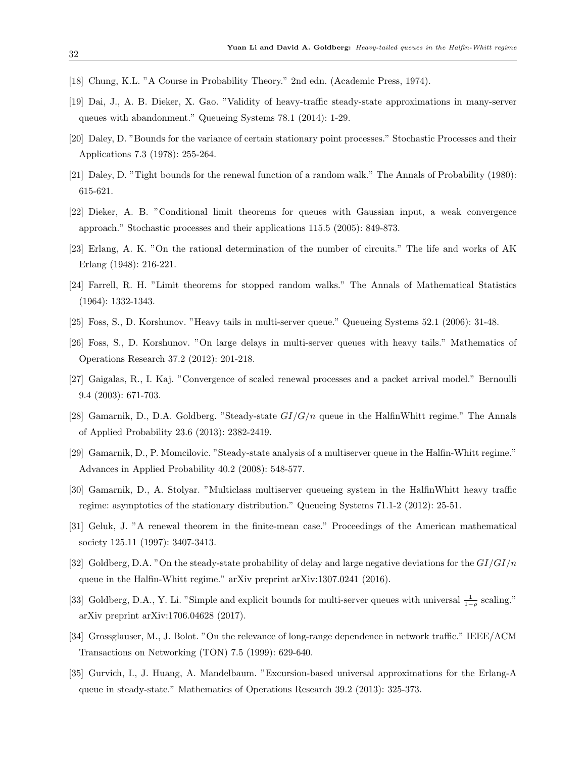[18] Chung, K.L. "A Course in Probability Theory." 2nd edn. (Academic Press, 1974).

[19] Dai, J., A. B. Dieker, X. Gao. "Validity of heavy-traffic steady-state approximations in many-server queues with abandonment." Queueing Systems 78.1 (2014): 1-29.

[20] Daley, D. "Bounds for the variance of certain stationary point processes." Stochastic Processes and their Applications 7.3 (1978): 255-264.

[21] Daley, D. "Tight bounds for the renewal function of a random walk." The Annals of Probability (1980): 615-621.

[22] Dieker, A. B. "Conditional limit theorems for queues with Gaussian input, a weak convergence approach." Stochastic processes and their applications 115.5 (2005): 849-873.

[23] Erlang, A. K. "On the rational determination of the number of circuits." The life and works of AK Erlang (1948): 216-221.

[24] Farrell, R. H. "Limit theorems for stopped random walks." The Annals of Mathematical Statistics (1964): 1332-1343.

[25] Foss, S., D. Korshunov. "Heavy tails in multi-server queue." Queueing Systems 52.1 (2006): 31-48.

[26] Foss, S., D. Korshunov. "On large delays in multi-server queues with heavy tails." Mathematics of Operations Research 37.2 (2012): 201-218.

[27] Gaigalas, R., I. Kaj. "Convergence of scaled renewal processes and a packet arrival model." Bernoulli 9.4 (2003): 671-703.

[28] Gamarnik, D., D.A. Goldberg. "Steady-state $GI/G/n$ queue in the HalfinWhitt regime." The Annals of Applied Probability 23.6 (2013): 2382-2419.

[29] Gamarnik, D., P. Momcilovic. "Steady-state analysis of a multiserver queue in the Halfin-Whitt regime." Advances in Applied Probability 40.2 (2008): 548-577.

[30] Gamarnik, D., A. Stolyar. "Multiclass multiserver queueing system in the HalfinWhitt heavy traffic regime: asymptotics of the stationary distribution." Queueing Systems 71.1-2 (2012): 25-51.

[31] Geluk, J. "A renewal theorem in the finite-mean case." Proceedings of the American mathematical society 125.11 (1997): 3407-3413.

[32] Goldberg, D.A. "On the steady-state probability of delay and large negative deviations for the $GI/GI/n$ queue in the Halfin-Whitt regime." arXiv preprint arXiv:1307.0241 (2016).

[33] Goldberg, D.A., Y. Li. "Simple and explicit bounds for multi-server queues with universal $\frac{1}{1-\rho}$ scaling." arXiv preprint arXiv:1706.04628 (2017).

[34] Grossglauser, M., J. Bolot. "On the relevance of long-range dependence in network traffic." IEEE/ACM Transactions on Networking (TON) 7.5 (1999): 629-640.

[35] Gurvich, I., J. Huang, A. Mandelbaum. "Excursion-based universal approximations for the Erlang-A queue in steady-state." Mathematics of Operations Research 39.2 (2013): 325-373.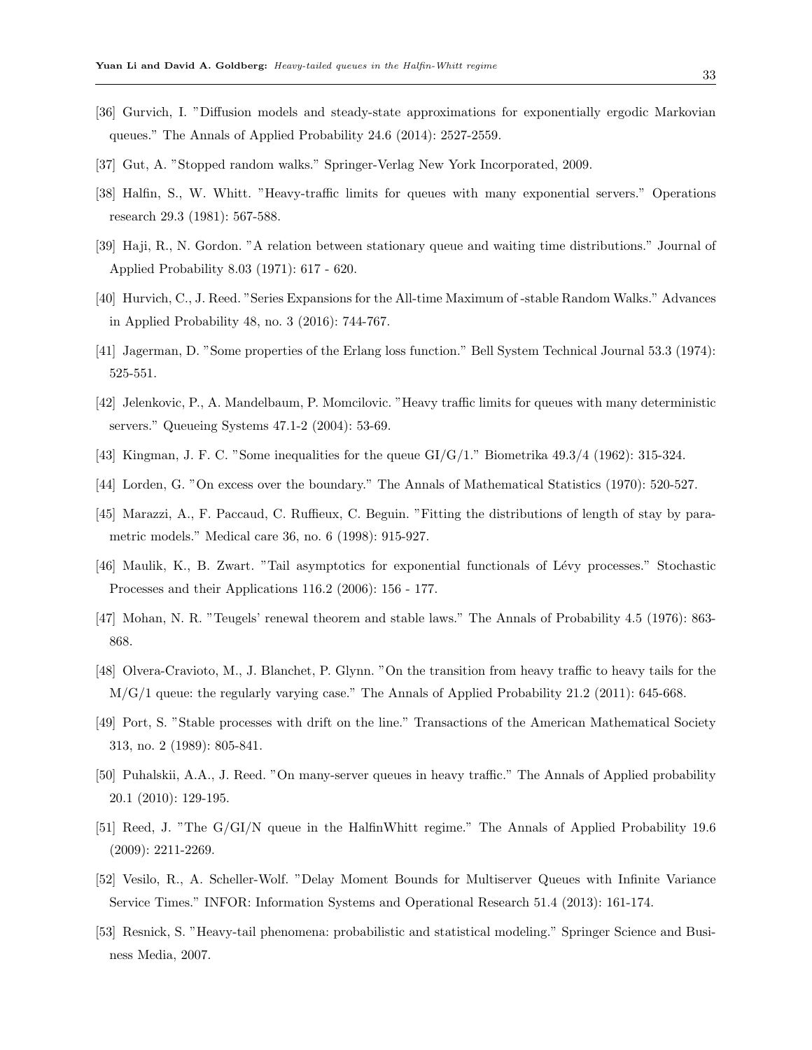[36] Gurvich, I. "Diffusion models and steady-state approximations for exponentially ergodic Markovian queues." The Annals of Applied Probability 24.6 (2014): 2527-2559.

[37] Gut, A. "Stopped random walks." Springer-Verlag New York Incorporated, 2009.

[38] Halfin, S., W. Whitt. "Heavy-traffic limits for queues with many exponential servers." Operations research 29.3 (1981): 567-588.

[39] Haji, R., N. Gordon. "A relation between stationary queue and waiting time distributions." Journal of Applied Probability 8.03 (1971): 617 - 620.

[40] Hurvich, C., J. Reed. "Series Expansions for the All-time Maximum of -stable Random Walks." Advances in Applied Probability 48, no. 3 (2016): 744-767.

[41] Jagerman, D. "Some properties of the Erlang loss function." Bell System Technical Journal 53.3 (1974): 525-551.

[42] Jelenkovic, P., A. Mandelbaum, P. Momcilovic. "Heavy traffic limits for queues with many deterministic servers." Queueing Systems 47.1-2 (2004): 53-69.

[43] Kingman, J. F. C. "Some inequalities for the queue GI/G/1." Biometrika 49.3/4 (1962): 315-324.

[44] Lorden, G. "On excess over the boundary." The Annals of Mathematical Statistics (1970): 520-527.

[45] Marazzi, A., F. Paccaud, C. Ruffieux, C. Beguin. "Fitting the distributions of length of stay by parametric models." Medical care 36, no. 6 (1998): 915-927.

[46] Maulik, K., B. Zwart. "Tail asymptotics for exponential functionals of Lévy processes." Stochastic Processes and their Applications 116.2 (2006): 156 - 177.

[47] Mohan, N. R. "Teugels' renewal theorem and stable laws." The Annals of Probability 4.5 (1976): 863-868.

[48] Olvera-Cravioto, M., J. Blanchet, P. Glynn. "On the transition from heavy traffic to heavy tails for the M/G/1 queue: the regularly varying case." The Annals of Applied Probability 21.2 (2011): 645-668.

[49] Port, S. "Stable processes with drift on the line." Transactions of the American Mathematical Society 313, no. 2 (1989): 805-841.

[50] Puhalskii, A.A., J. Reed. "On many-server queues in heavy traffic." The Annals of Applied probability 20.1 (2010): 129-195.

[51] Reed, J. "The G/GI/N queue in the HalfinWhitt regime." The Annals of Applied Probability 19.6 (2009): 2211-2269.

[52] Vesilo, R., A. Scheller-Wolf. "Delay Moment Bounds for Multiserver Queues with Infinite Variance Service Times." INFOR: Information Systems and Operational Research 51.4 (2013): 161-174.

[53] Resnick, S. "Heavy-tail phenomena: probabilistic and statistical modeling." Springer Science and Business Media, 2007.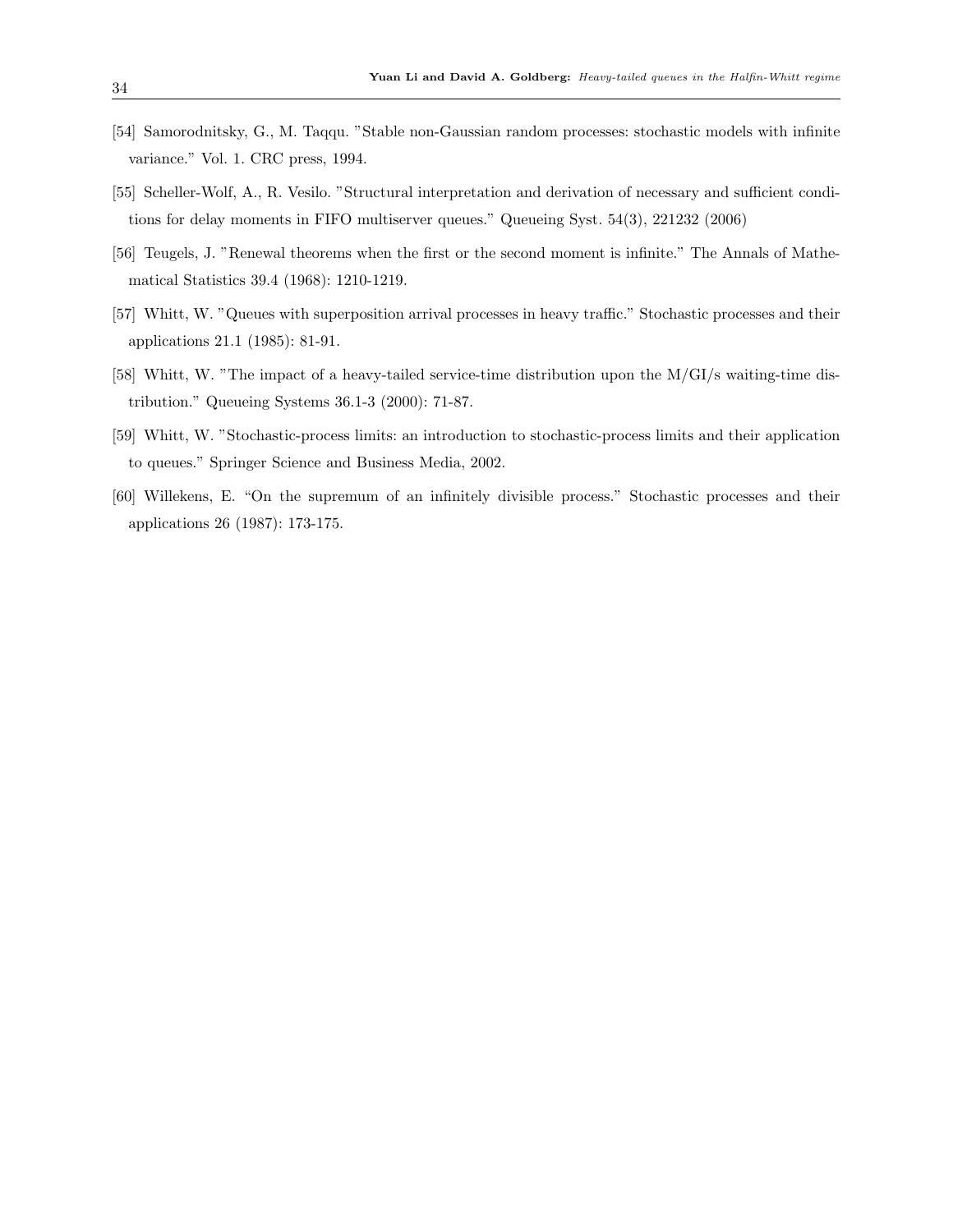[54] Samorodnitsky, G., M. Taqqu. "Stable non-Gaussian random processes: stochastic models with infinite variance." Vol. 1. CRC press, 1994.

[55] Scheller-Wolf, A., R. Vesilo. "Structural interpretation and derivation of necessary and sufficient conditions for delay moments in FIFO multiserver queues." Queueing Syst. 54(3), 221232 (2006)

[56] Teugels, J. "Renewal theorems when the first or the second moment is infinite." The Annals of Mathematical Statistics 39.4 (1968): 1210-1219.

[57] Whitt, W. "Queues with superposition arrival processes in heavy traffic." Stochastic processes and their applications 21.1 (1985): 81-91.

[58] Whitt, W. "The impact of a heavy-tailed service-time distribution upon the M/GI/s waiting-time distribution." Queueing Systems 36.1-3 (2000): 71-87.

[59] Whitt, W. "Stochastic-process limits: an introduction to stochastic-process limits and their application to queues." Springer Science and Business Media, 2002.

[60] Willekens, E. "On the supremum of an infinitely divisible process." Stochastic processes and their applications 26 (1987): 173-175.